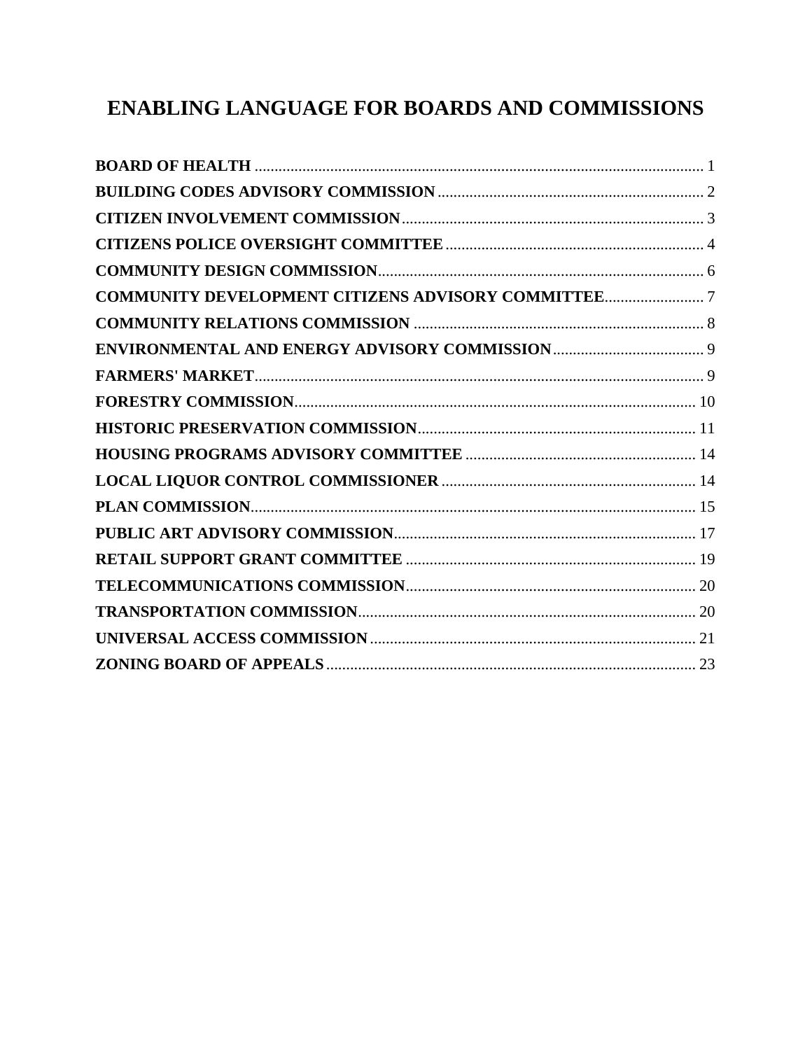# ENABLING LANGUAGE FOR BOARDS AND COMMISSIONS

**BOARD OF HEALTH** ............................................................................................................... 1
**BUILDING CODES ADVISORY COMMISSION** .................................................................... 2
**CITIZEN INVOLVEMENT COMMISSION**............................................................................ 3
**CITIZENS POLICE OVERSIGHT COMMITTEE** ................................................................. 4
**COMMUNITY DESIGN COMMISSION**.................................................................................. 6
**COMMUNITY DEVELOPMENT CITIZENS ADVISORY COMMITTEE**......................... 7
**COMMUNITY RELATIONS COMMISSION** ........................................................................ 8
**ENVIRONMENTAL AND ENERGY ADVISORY COMMISSION**...................................... 9
**FARMERS' MARKET**................................................................................................................. 9
**FORESTRY COMMISSION**..................................................................................................... 10
**HISTORIC PRESERVATION COMMISSION**...................................................................... 11
**HOUSING PROGRAMS ADVISORY COMMITTEE** .......................................................... 14
**LOCAL LIQUOR CONTROL COMMISSIONER** ................................................................ 14
**PLAN COMMISSION**................................................................................................................ 15
**PUBLIC ART ADVISORY COMMISSION**............................................................................ 17
**RETAIL SUPPORT GRANT COMMITTEE** ......................................................................... 19
**TELECOMMUNICATIONS COMMISSION**......................................................................... 20
**TRANSPORTATION COMMISSION**..................................................................................... 20
**UNIVERSAL ACCESS COMMISSION** .................................................................................. 21
**ZONING BOARD OF APPEALS** ............................................................................................ 23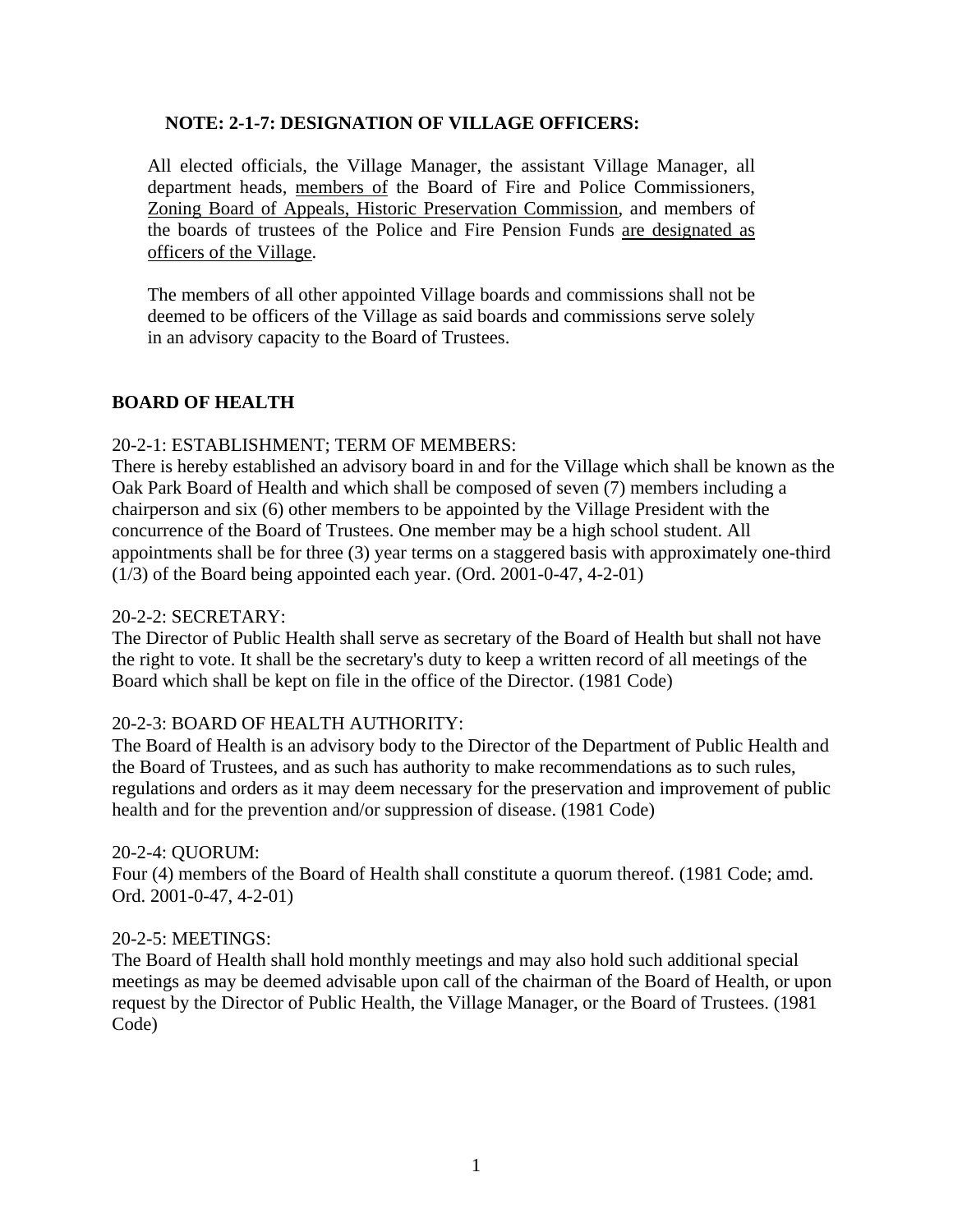**NOTE: 2-1-7: DESIGNATION OF VILLAGE OFFICERS:**

All elected officials, the Village Manager, the assistant Village Manager, all department heads, members of the Board of Fire and Police Commissioners, Zoning Board of Appeals, Historic Preservation Commission, and members of the boards of trustees of the Police and Fire Pension Funds are designated as officers of the Village.

The members of all other appointed Village boards and commissions shall not be deemed to be officers of the Village as said boards and commissions serve solely in an advisory capacity to the Board of Trustees.

## BOARD OF HEALTH

20-2-1: ESTABLISHMENT; TERM OF MEMBERS:
There is hereby established an advisory board in and for the Village which shall be known as the Oak Park Board of Health and which shall be composed of seven (7) members including a chairperson and six (6) other members to be appointed by the Village President with the concurrence of the Board of Trustees. One member may be a high school student. All appointments shall be for three (3) year terms on a staggered basis with approximately one-third (1/3) of the Board being appointed each year. (Ord. 2001-0-47, 4-2-01)

20-2-2: SECRETARY:
The Director of Public Health shall serve as secretary of the Board of Health but shall not have the right to vote. It shall be the secretary's duty to keep a written record of all meetings of the Board which shall be kept on file in the office of the Director. (1981 Code)

20-2-3: BOARD OF HEALTH AUTHORITY:
The Board of Health is an advisory body to the Director of the Department of Public Health and the Board of Trustees, and as such has authority to make recommendations as to such rules, regulations and orders as it may deem necessary for the preservation and improvement of public health and for the prevention and/or suppression of disease. (1981 Code)

20-2-4: QUORUM:
Four (4) members of the Board of Health shall constitute a quorum thereof. (1981 Code; amd. Ord. 2001-0-47, 4-2-01)

20-2-5: MEETINGS:
The Board of Health shall hold monthly meetings and may also hold such additional special meetings as may be deemed advisable upon call of the chairman of the Board of Health, or upon request by the Director of Public Health, the Village Manager, or the Board of Trustees. (1981 Code)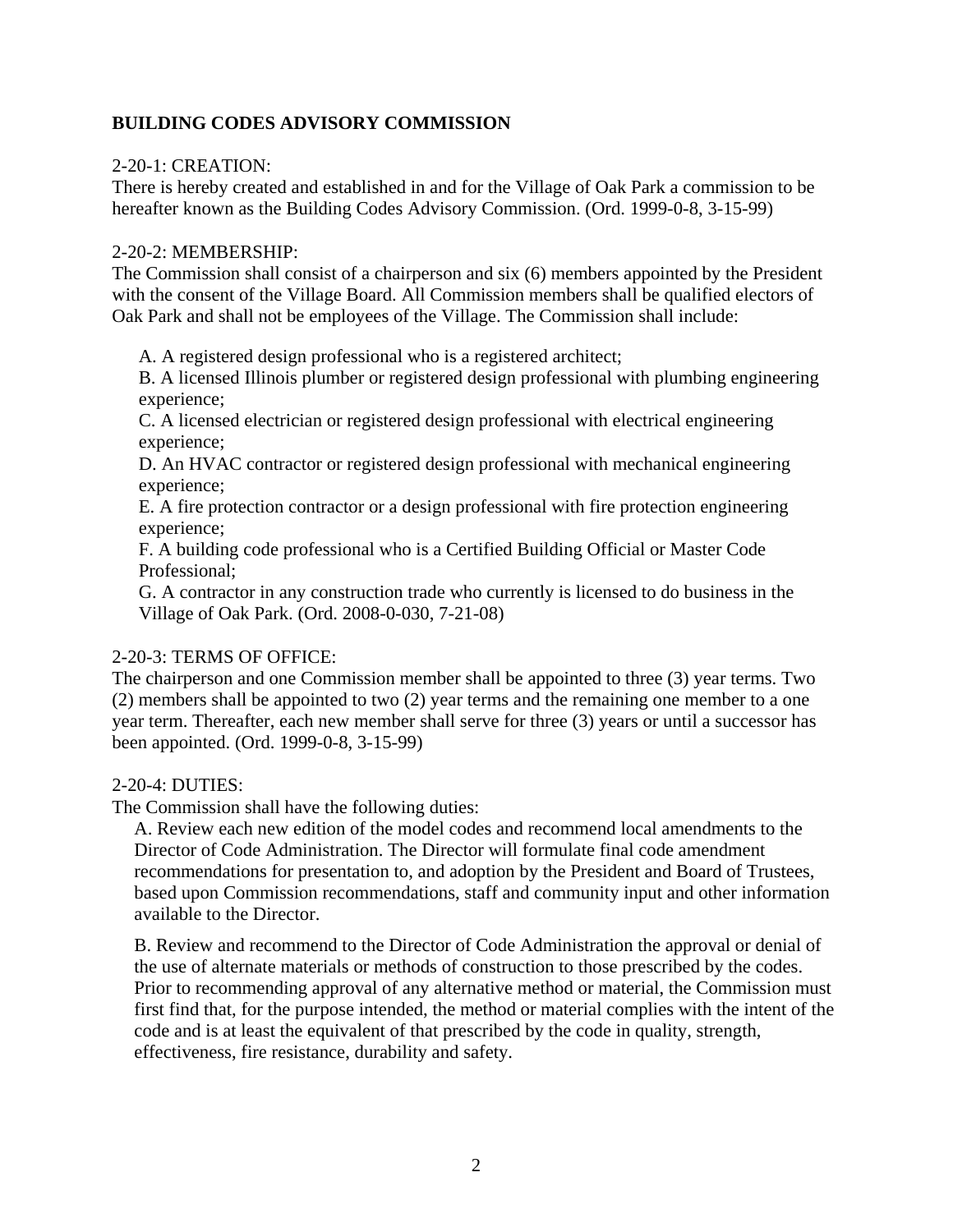## BUILDING CODES ADVISORY COMMISSION

2-20-1: CREATION:
There is hereby created and established in and for the Village of Oak Park a commission to be hereafter known as the Building Codes Advisory Commission. (Ord. 1999-0-8, 3-15-99)

2-20-2: MEMBERSHIP:
The Commission shall consist of a chairperson and six (6) members appointed by the President with the consent of the Village Board. All Commission members shall be qualified electors of Oak Park and shall not be employees of the Village. The Commission shall include:

A. A registered design professional who is a registered architect;
B. A licensed Illinois plumber or registered design professional with plumbing engineering experience;
C. A licensed electrician or registered design professional with electrical engineering experience;
D. An HVAC contractor or registered design professional with mechanical engineering experience;
E. A fire protection contractor or a design professional with fire protection engineering experience;
F. A building code professional who is a Certified Building Official or Master Code Professional;
G. A contractor in any construction trade who currently is licensed to do business in the Village of Oak Park. (Ord. 2008-0-030, 7-21-08)

2-20-3: TERMS OF OFFICE:
The chairperson and one Commission member shall be appointed to three (3) year terms. Two (2) members shall be appointed to two (2) year terms and the remaining one member to a one year term. Thereafter, each new member shall serve for three (3) years or until a successor has been appointed. (Ord. 1999-0-8, 3-15-99)

2-20-4: DUTIES:
The Commission shall have the following duties:

A. Review each new edition of the model codes and recommend local amendments to the Director of Code Administration. The Director will formulate final code amendment recommendations for presentation to, and adoption by the President and Board of Trustees, based upon Commission recommendations, staff and community input and other information available to the Director.

B. Review and recommend to the Director of Code Administration the approval or denial of the use of alternate materials or methods of construction to those prescribed by the codes. Prior to recommending approval of any alternative method or material, the Commission must first find that, for the purpose intended, the method or material complies with the intent of the code and is at least the equivalent of that prescribed by the code in quality, strength, effectiveness, fire resistance, durability and safety.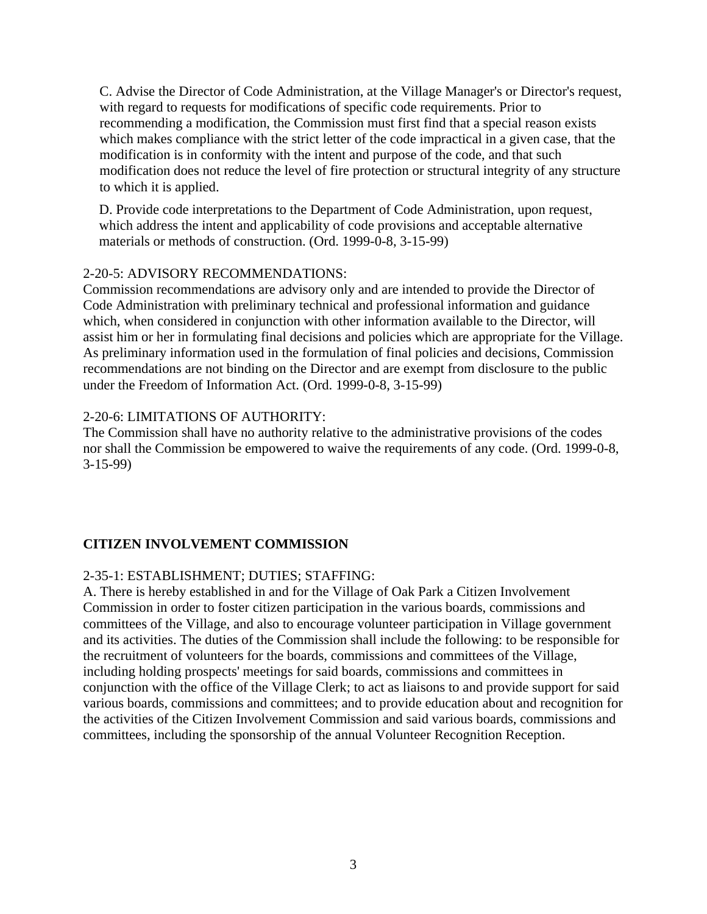C. Advise the Director of Code Administration, at the Village Manager's or Director's request, with regard to requests for modifications of specific code requirements. Prior to recommending a modification, the Commission must first find that a special reason exists which makes compliance with the strict letter of the code impractical in a given case, that the modification is in conformity with the intent and purpose of the code, and that such modification does not reduce the level of fire protection or structural integrity of any structure to which it is applied.

D. Provide code interpretations to the Department of Code Administration, upon request, which address the intent and applicability of code provisions and acceptable alternative materials or methods of construction. (Ord. 1999-0-8, 3-15-99)

2-20-5: ADVISORY RECOMMENDATIONS:
Commission recommendations are advisory only and are intended to provide the Director of Code Administration with preliminary technical and professional information and guidance which, when considered in conjunction with other information available to the Director, will assist him or her in formulating final decisions and policies which are appropriate for the Village. As preliminary information used in the formulation of final policies and decisions, Commission recommendations are not binding on the Director and are exempt from disclosure to the public under the Freedom of Information Act. (Ord. 1999-0-8, 3-15-99)

2-20-6: LIMITATIONS OF AUTHORITY:
The Commission shall have no authority relative to the administrative provisions of the codes nor shall the Commission be empowered to waive the requirements of any code. (Ord. 1999-0-8, 3-15-99)

## CITIZEN INVOLVEMENT COMMISSION

2-35-1: ESTABLISHMENT; DUTIES; STAFFING:
A. There is hereby established in and for the Village of Oak Park a Citizen Involvement Commission in order to foster citizen participation in the various boards, commissions and committees of the Village, and also to encourage volunteer participation in Village government and its activities. The duties of the Commission shall include the following: to be responsible for the recruitment of volunteers for the boards, commissions and committees of the Village, including holding prospects' meetings for said boards, commissions and committees in conjunction with the office of the Village Clerk; to act as liaisons to and provide support for said various boards, commissions and committees; and to provide education about and recognition for the activities of the Citizen Involvement Commission and said various boards, commissions and committees, including the sponsorship of the annual Volunteer Recognition Reception.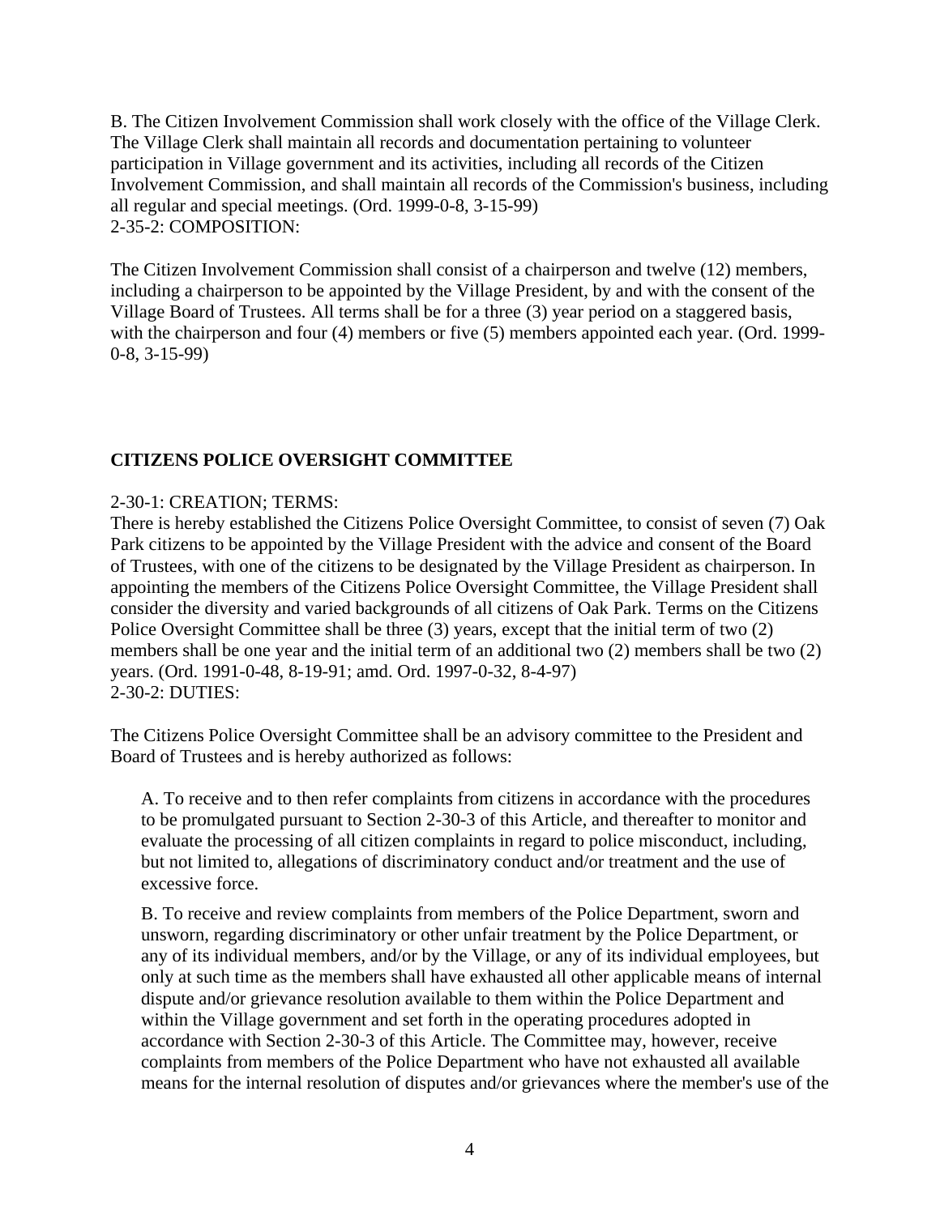B. The Citizen Involvement Commission shall work closely with the office of the Village Clerk. The Village Clerk shall maintain all records and documentation pertaining to volunteer participation in Village government and its activities, including all records of the Citizen Involvement Commission, and shall maintain all records of the Commission's business, including all regular and special meetings. (Ord. 1999-0-8, 3-15-99)

2-35-2: COMPOSITION:

The Citizen Involvement Commission shall consist of a chairperson and twelve (12) members, including a chairperson to be appointed by the Village President, by and with the consent of the Village Board of Trustees. All terms shall be for a three (3) year period on a staggered basis, with the chairperson and four (4) members or five (5) members appointed each year. (Ord. 1999-0-8, 3-15-99)

## CITIZENS POLICE OVERSIGHT COMMITTEE

2-30-1: CREATION; TERMS:

There is hereby established the Citizens Police Oversight Committee, to consist of seven (7) Oak Park citizens to be appointed by the Village President with the advice and consent of the Board of Trustees, with one of the citizens to be designated by the Village President as chairperson. In appointing the members of the Citizens Police Oversight Committee, the Village President shall consider the diversity and varied backgrounds of all citizens of Oak Park. Terms on the Citizens Police Oversight Committee shall be three (3) years, except that the initial term of two (2) members shall be one year and the initial term of an additional two (2) members shall be two (2) years. (Ord. 1991-0-48, 8-19-91; amd. Ord. 1997-0-32, 8-4-97)

2-30-2: DUTIES:

The Citizens Police Oversight Committee shall be an advisory committee to the President and Board of Trustees and is hereby authorized as follows:

A. To receive and to then refer complaints from citizens in accordance with the procedures to be promulgated pursuant to Section 2-30-3 of this Article, and thereafter to monitor and evaluate the processing of all citizen complaints in regard to police misconduct, including, but not limited to, allegations of discriminatory conduct and/or treatment and the use of excessive force.

B. To receive and review complaints from members of the Police Department, sworn and unsworn, regarding discriminatory or other unfair treatment by the Police Department, or any of its individual members, and/or by the Village, or any of its individual employees, but only at such time as the members shall have exhausted all other applicable means of internal dispute and/or grievance resolution available to them within the Police Department and within the Village government and set forth in the operating procedures adopted in accordance with Section 2-30-3 of this Article. The Committee may, however, receive complaints from members of the Police Department who have not exhausted all available means for the internal resolution of disputes and/or grievances where the member's use of the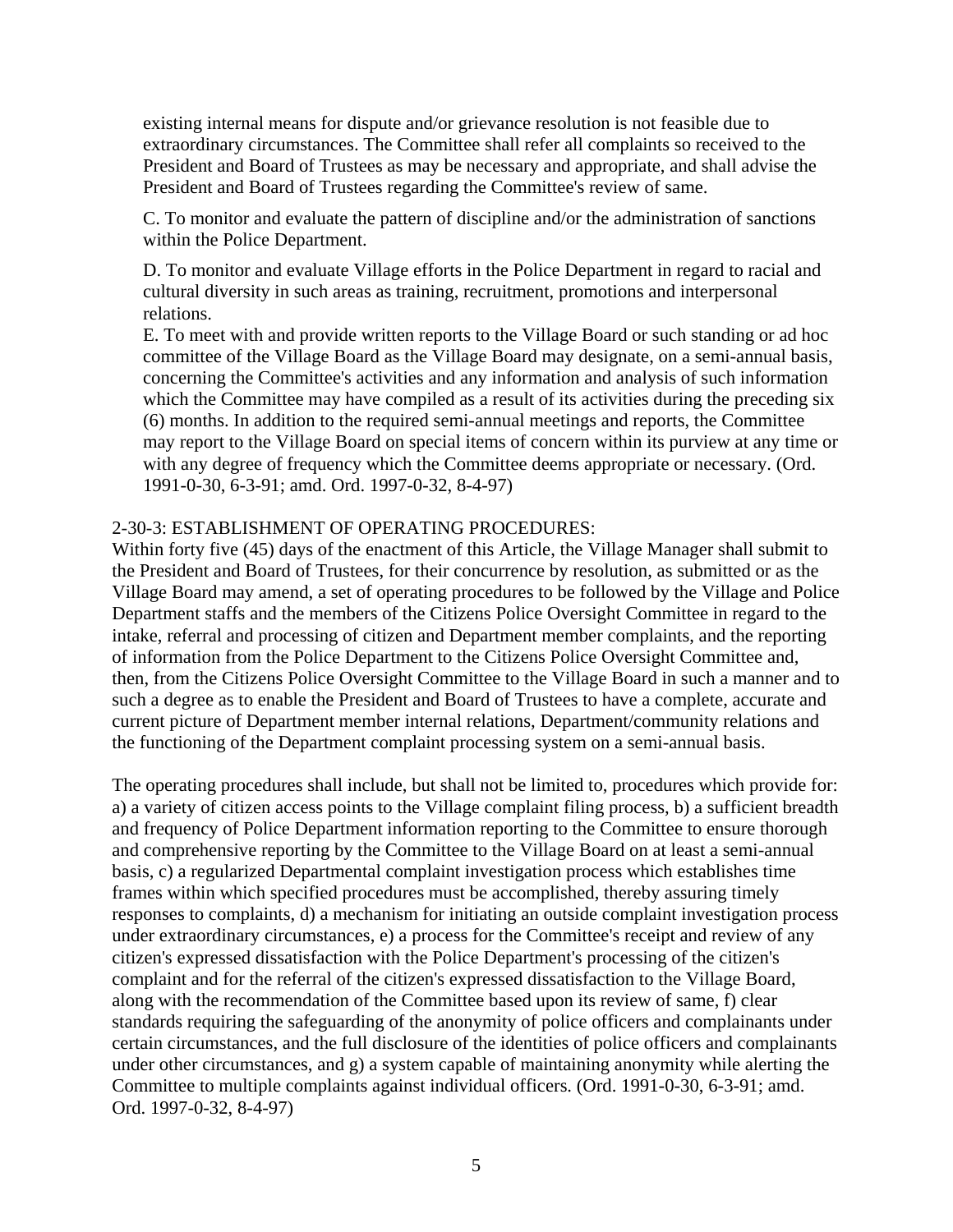existing internal means for dispute and/or grievance resolution is not feasible due to extraordinary circumstances. The Committee shall refer all complaints so received to the President and Board of Trustees as may be necessary and appropriate, and shall advise the President and Board of Trustees regarding the Committee's review of same.

C. To monitor and evaluate the pattern of discipline and/or the administration of sanctions within the Police Department.

D. To monitor and evaluate Village efforts in the Police Department in regard to racial and cultural diversity in such areas as training, recruitment, promotions and interpersonal relations.

E. To meet with and provide written reports to the Village Board or such standing or ad hoc committee of the Village Board as the Village Board may designate, on a semi-annual basis, concerning the Committee's activities and any information and analysis of such information which the Committee may have compiled as a result of its activities during the preceding six (6) months. In addition to the required semi-annual meetings and reports, the Committee may report to the Village Board on special items of concern within its purview at any time or with any degree of frequency which the Committee deems appropriate or necessary. (Ord. 1991-0-30, 6-3-91; amd. Ord. 1997-0-32, 8-4-97)

2-30-3: ESTABLISHMENT OF OPERATING PROCEDURES:

Within forty five (45) days of the enactment of this Article, the Village Manager shall submit to the President and Board of Trustees, for their concurrence by resolution, as submitted or as the Village Board may amend, a set of operating procedures to be followed by the Village and Police Department staffs and the members of the Citizens Police Oversight Committee in regard to the intake, referral and processing of citizen and Department member complaints, and the reporting of information from the Police Department to the Citizens Police Oversight Committee and, then, from the Citizens Police Oversight Committee to the Village Board in such a manner and to such a degree as to enable the President and Board of Trustees to have a complete, accurate and current picture of Department member internal relations, Department/community relations and the functioning of the Department complaint processing system on a semi-annual basis.

The operating procedures shall include, but shall not be limited to, procedures which provide for: a) a variety of citizen access points to the Village complaint filing process, b) a sufficient breadth and frequency of Police Department information reporting to the Committee to ensure thorough and comprehensive reporting by the Committee to the Village Board on at least a semi-annual basis, c) a regularized Departmental complaint investigation process which establishes time frames within which specified procedures must be accomplished, thereby assuring timely responses to complaints, d) a mechanism for initiating an outside complaint investigation process under extraordinary circumstances, e) a process for the Committee's receipt and review of any citizen's expressed dissatisfaction with the Police Department's processing of the citizen's complaint and for the referral of the citizen's expressed dissatisfaction to the Village Board, along with the recommendation of the Committee based upon its review of same, f) clear standards requiring the safeguarding of the anonymity of police officers and complainants under certain circumstances, and the full disclosure of the identities of police officers and complainants under other circumstances, and g) a system capable of maintaining anonymity while alerting the Committee to multiple complaints against individual officers. (Ord. 1991-0-30, 6-3-91; amd. Ord. 1997-0-32, 8-4-97)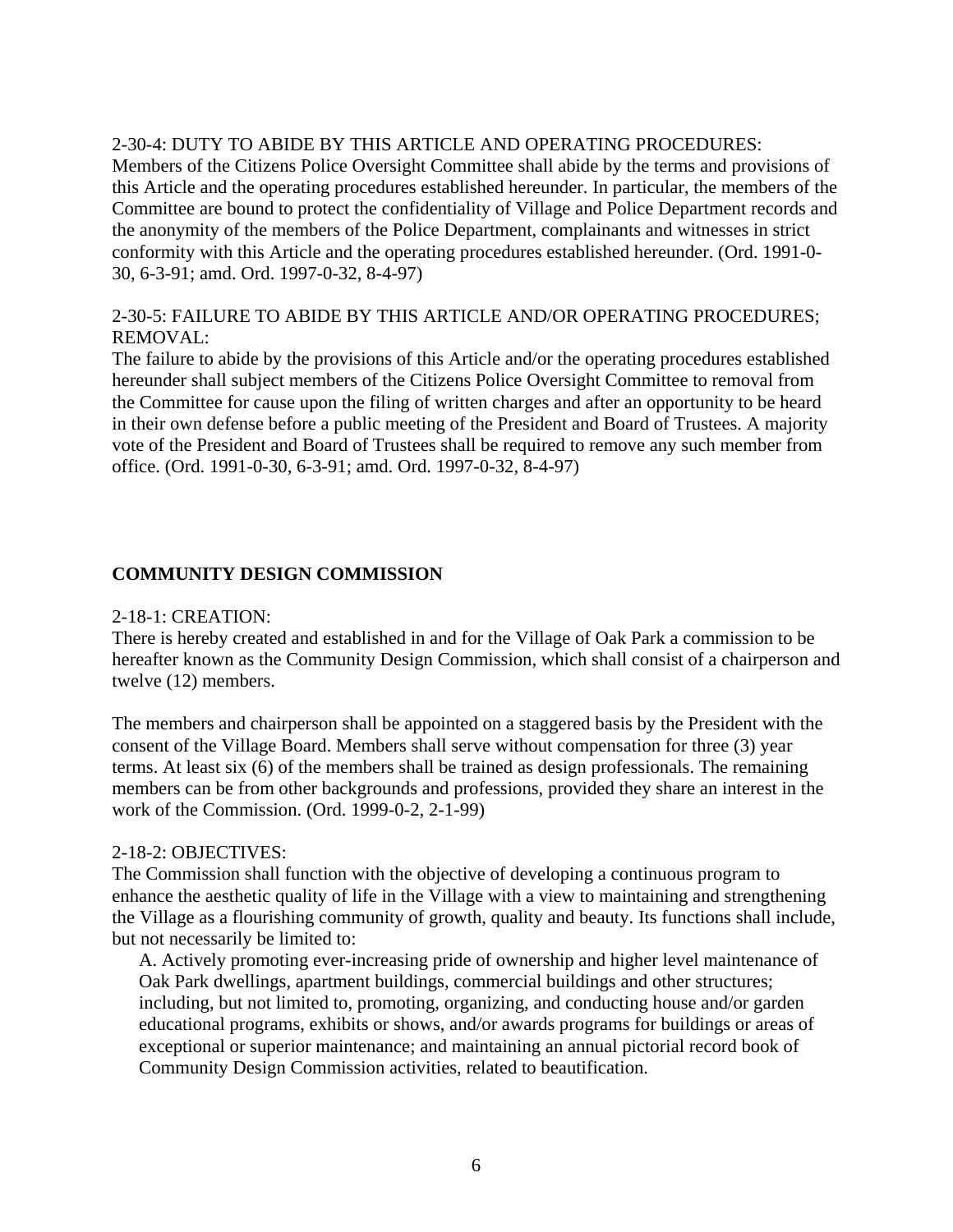2-30-4: DUTY TO ABIDE BY THIS ARTICLE AND OPERATING PROCEDURES:
Members of the Citizens Police Oversight Committee shall abide by the terms and provisions of this Article and the operating procedures established hereunder. In particular, the members of the Committee are bound to protect the confidentiality of Village and Police Department records and the anonymity of the members of the Police Department, complainants and witnesses in strict conformity with this Article and the operating procedures established hereunder. (Ord. 1991-0-30, 6-3-91; amd. Ord. 1997-0-32, 8-4-97)

2-30-5: FAILURE TO ABIDE BY THIS ARTICLE AND/OR OPERATING PROCEDURES; REMOVAL:
The failure to abide by the provisions of this Article and/or the operating procedures established hereunder shall subject members of the Citizens Police Oversight Committee to removal from the Committee for cause upon the filing of written charges and after an opportunity to be heard in their own defense before a public meeting of the President and Board of Trustees. A majority vote of the President and Board of Trustees shall be required to remove any such member from office. (Ord. 1991-0-30, 6-3-91; amd. Ord. 1997-0-32, 8-4-97)

**COMMUNITY DESIGN COMMISSION**

2-18-1: CREATION:
There is hereby created and established in and for the Village of Oak Park a commission to be hereafter known as the Community Design Commission, which shall consist of a chairperson and twelve (12) members.

The members and chairperson shall be appointed on a staggered basis by the President with the consent of the Village Board. Members shall serve without compensation for three (3) year terms. At least six (6) of the members shall be trained as design professionals. The remaining members can be from other backgrounds and professions, provided they share an interest in the work of the Commission. (Ord. 1999-0-2, 2-1-99)

2-18-2: OBJECTIVES:
The Commission shall function with the objective of developing a continuous program to enhance the aesthetic quality of life in the Village with a view to maintaining and strengthening the Village as a flourishing community of growth, quality and beauty. Its functions shall include, but not necessarily be limited to:

A. Actively promoting ever-increasing pride of ownership and higher level maintenance of Oak Park dwellings, apartment buildings, commercial buildings and other structures; including, but not limited to, promoting, organizing, and conducting house and/or garden educational programs, exhibits or shows, and/or awards programs for buildings or areas of exceptional or superior maintenance; and maintaining an annual pictorial record book of Community Design Commission activities, related to beautification.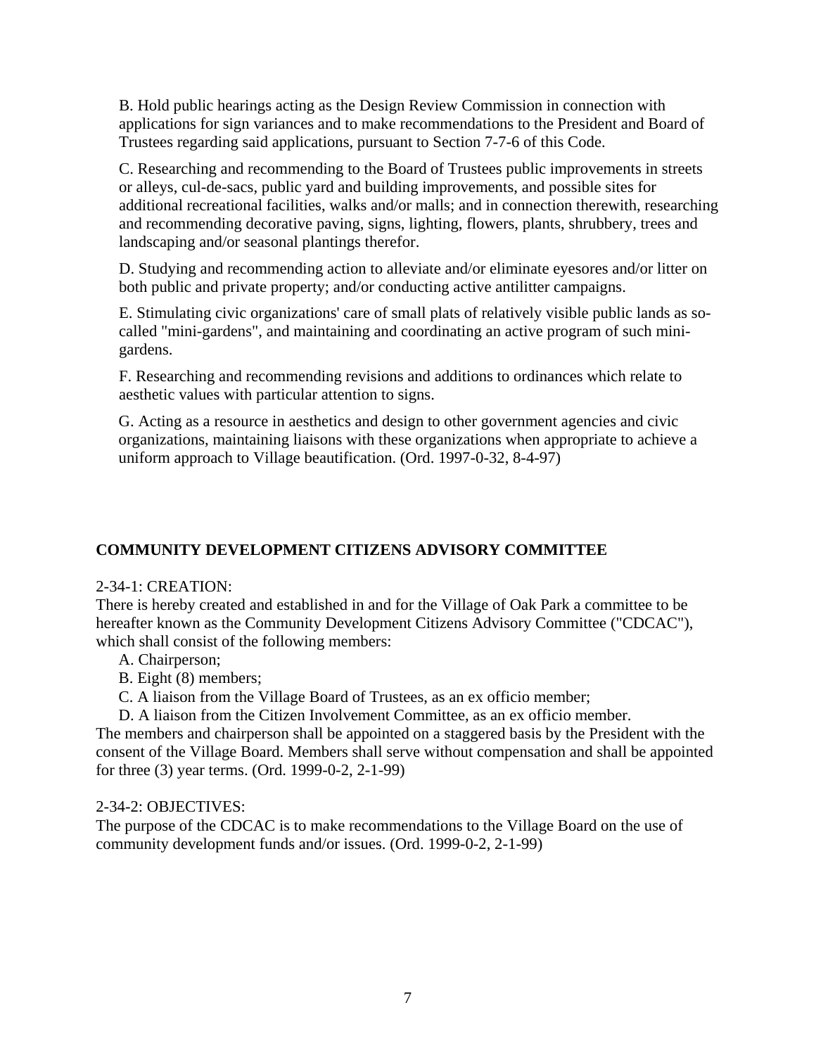B. Hold public hearings acting as the Design Review Commission in connection with applications for sign variances and to make recommendations to the President and Board of Trustees regarding said applications, pursuant to Section 7-7-6 of this Code.

C. Researching and recommending to the Board of Trustees public improvements in streets or alleys, cul-de-sacs, public yard and building improvements, and possible sites for additional recreational facilities, walks and/or malls; and in connection therewith, researching and recommending decorative paving, signs, lighting, flowers, plants, shrubbery, trees and landscaping and/or seasonal plantings therefor.

D. Studying and recommending action to alleviate and/or eliminate eyesores and/or litter on both public and private property; and/or conducting active antilitter campaigns.

E. Stimulating civic organizations' care of small plats of relatively visible public lands as so-called "mini-gardens", and maintaining and coordinating an active program of such mini-gardens.

F. Researching and recommending revisions and additions to ordinances which relate to aesthetic values with particular attention to signs.

G. Acting as a resource in aesthetics and design to other government agencies and civic organizations, maintaining liaisons with these organizations when appropriate to achieve a uniform approach to Village beautification. (Ord. 1997-0-32, 8-4-97)

## COMMUNITY DEVELOPMENT CITIZENS ADVISORY COMMITTEE

2-34-1: CREATION:
There is hereby created and established in and for the Village of Oak Park a committee to be hereafter known as the Community Development Citizens Advisory Committee ("CDCAC"), which shall consist of the following members:

A. Chairperson;

B. Eight (8) members;

C. A liaison from the Village Board of Trustees, as an ex officio member;

D. A liaison from the Citizen Involvement Committee, as an ex officio member.

The members and chairperson shall be appointed on a staggered basis by the President with the consent of the Village Board. Members shall serve without compensation and shall be appointed for three (3) year terms. (Ord. 1999-0-2, 2-1-99)

2-34-2: OBJECTIVES:
The purpose of the CDCAC is to make recommendations to the Village Board on the use of community development funds and/or issues. (Ord. 1999-0-2, 2-1-99)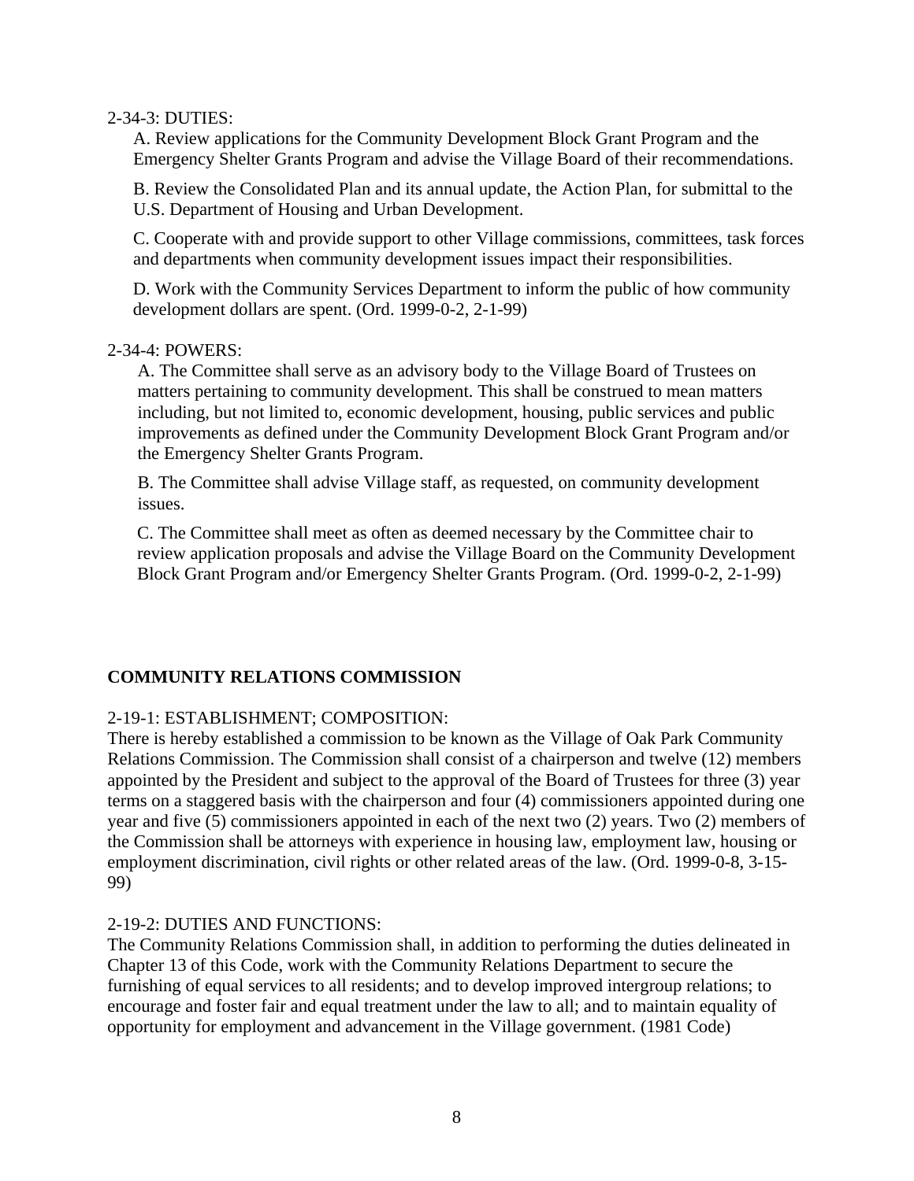2-34-3: DUTIES:

A. Review applications for the Community Development Block Grant Program and the Emergency Shelter Grants Program and advise the Village Board of their recommendations.

B. Review the Consolidated Plan and its annual update, the Action Plan, for submittal to the U.S. Department of Housing and Urban Development.

C. Cooperate with and provide support to other Village commissions, committees, task forces and departments when community development issues impact their responsibilities.

D. Work with the Community Services Department to inform the public of how community development dollars are spent. (Ord. 1999-0-2, 2-1-99)

2-34-4: POWERS:

A. The Committee shall serve as an advisory body to the Village Board of Trustees on matters pertaining to community development. This shall be construed to mean matters including, but not limited to, economic development, housing, public services and public improvements as defined under the Community Development Block Grant Program and/or the Emergency Shelter Grants Program.

B. The Committee shall advise Village staff, as requested, on community development issues.

C. The Committee shall meet as often as deemed necessary by the Committee chair to review application proposals and advise the Village Board on the Community Development Block Grant Program and/or Emergency Shelter Grants Program. (Ord. 1999-0-2, 2-1-99)

## COMMUNITY RELATIONS COMMISSION

2-19-1: ESTABLISHMENT; COMPOSITION:

There is hereby established a commission to be known as the Village of Oak Park Community Relations Commission. The Commission shall consist of a chairperson and twelve (12) members appointed by the President and subject to the approval of the Board of Trustees for three (3) year terms on a staggered basis with the chairperson and four (4) commissioners appointed during one year and five (5) commissioners appointed in each of the next two (2) years. Two (2) members of the Commission shall be attorneys with experience in housing law, employment law, housing or employment discrimination, civil rights or other related areas of the law. (Ord. 1999-0-8, 3-15-99)

2-19-2: DUTIES AND FUNCTIONS:

The Community Relations Commission shall, in addition to performing the duties delineated in Chapter 13 of this Code, work with the Community Relations Department to secure the furnishing of equal services to all residents; and to develop improved intergroup relations; to encourage and foster fair and equal treatment under the law to all; and to maintain equality of opportunity for employment and advancement in the Village government. (1981 Code)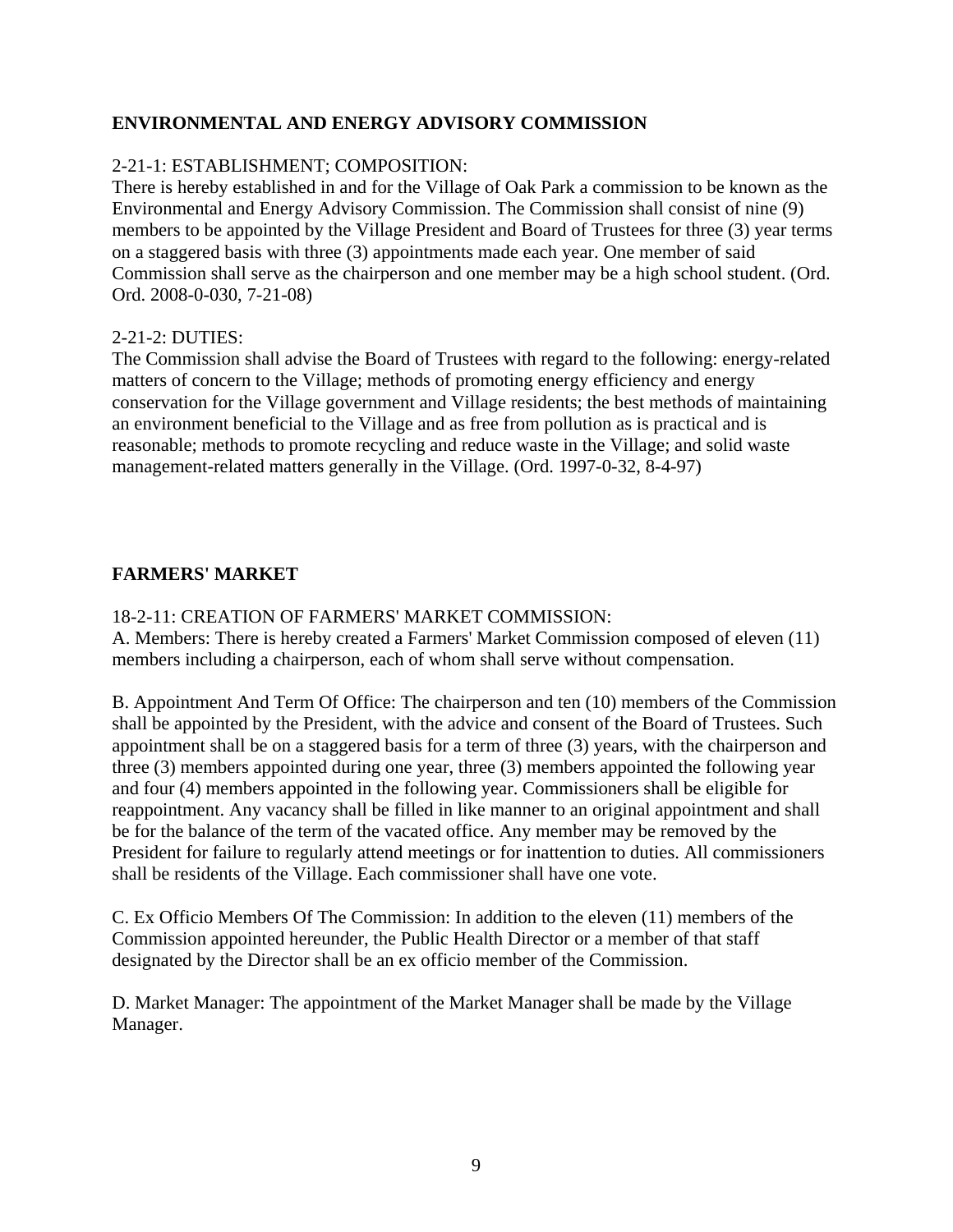## ENVIRONMENTAL AND ENERGY ADVISORY COMMISSION

2-21-1: ESTABLISHMENT; COMPOSITION:
There is hereby established in and for the Village of Oak Park a commission to be known as the Environmental and Energy Advisory Commission. The Commission shall consist of nine (9) members to be appointed by the Village President and Board of Trustees for three (3) year terms on a staggered basis with three (3) appointments made each year. One member of said Commission shall serve as the chairperson and one member may be a high school student. (Ord. Ord. 2008-0-030, 7-21-08)

2-21-2: DUTIES:
The Commission shall advise the Board of Trustees with regard to the following: energy-related matters of concern to the Village; methods of promoting energy efficiency and energy conservation for the Village government and Village residents; the best methods of maintaining an environment beneficial to the Village and as free from pollution as is practical and is reasonable; methods to promote recycling and reduce waste in the Village; and solid waste management-related matters generally in the Village. (Ord. 1997-0-32, 8-4-97)

## FARMERS' MARKET

18-2-11: CREATION OF FARMERS' MARKET COMMISSION:
A. Members: There is hereby created a Farmers' Market Commission composed of eleven (11) members including a chairperson, each of whom shall serve without compensation.

B. Appointment And Term Of Office: The chairperson and ten (10) members of the Commission shall be appointed by the President, with the advice and consent of the Board of Trustees. Such appointment shall be on a staggered basis for a term of three (3) years, with the chairperson and three (3) members appointed during one year, three (3) members appointed the following year and four (4) members appointed in the following year. Commissioners shall be eligible for reappointment. Any vacancy shall be filled in like manner to an original appointment and shall be for the balance of the term of the vacated office. Any member may be removed by the President for failure to regularly attend meetings or for inattention to duties. All commissioners shall be residents of the Village. Each commissioner shall have one vote.

C. Ex Officio Members Of The Commission: In addition to the eleven (11) members of the Commission appointed hereunder, the Public Health Director or a member of that staff designated by the Director shall be an ex officio member of the Commission.

D. Market Manager: The appointment of the Market Manager shall be made by the Village Manager.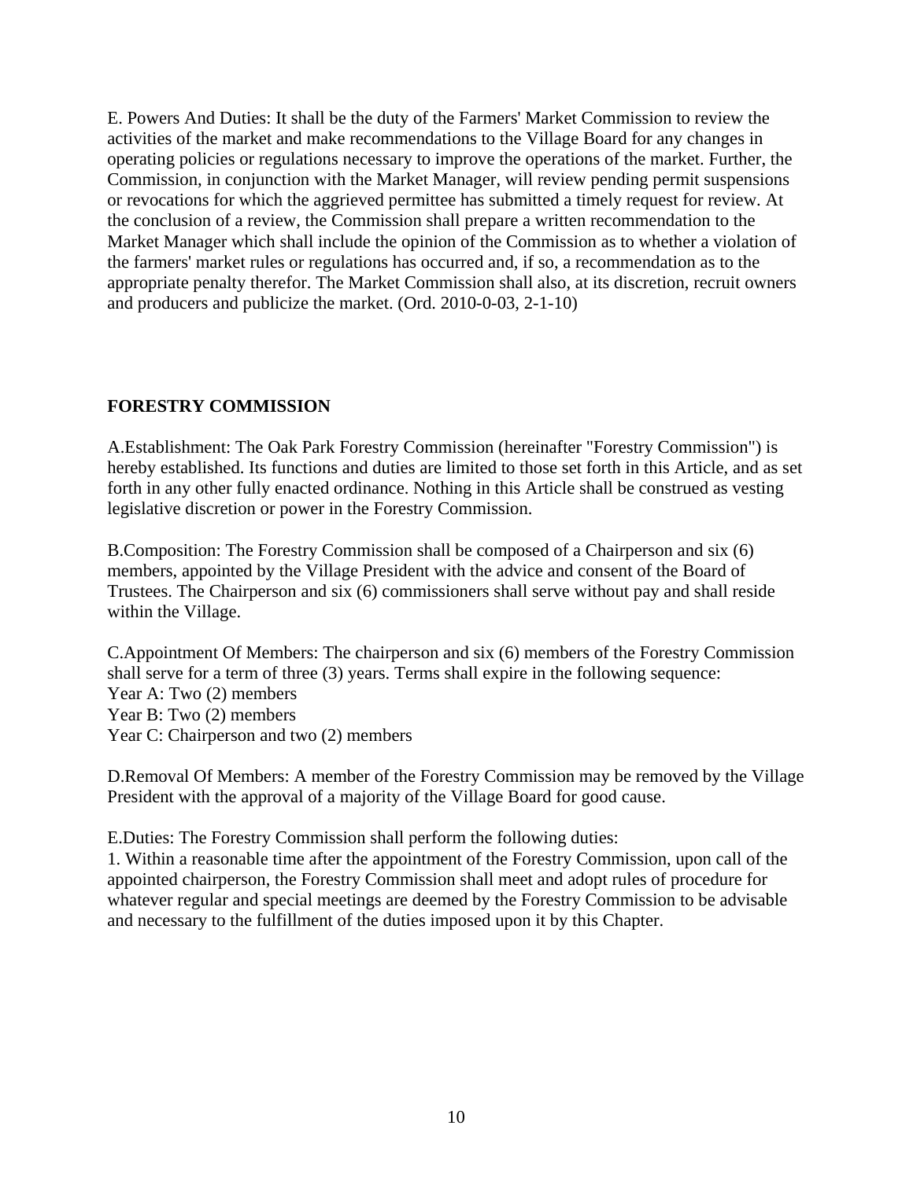E. Powers And Duties: It shall be the duty of the Farmers' Market Commission to review the activities of the market and make recommendations to the Village Board for any changes in operating policies or regulations necessary to improve the operations of the market. Further, the Commission, in conjunction with the Market Manager, will review pending permit suspensions or revocations for which the aggrieved permittee has submitted a timely request for review. At the conclusion of a review, the Commission shall prepare a written recommendation to the Market Manager which shall include the opinion of the Commission as to whether a violation of the farmers' market rules or regulations has occurred and, if so, a recommendation as to the appropriate penalty therefor. The Market Commission shall also, at its discretion, recruit owners and producers and publicize the market. (Ord. 2010-0-03, 2-1-10)

## FORESTRY COMMISSION

A.Establishment: The Oak Park Forestry Commission (hereinafter "Forestry Commission") is hereby established. Its functions and duties are limited to those set forth in this Article, and as set forth in any other fully enacted ordinance. Nothing in this Article shall be construed as vesting legislative discretion or power in the Forestry Commission.

B.Composition: The Forestry Commission shall be composed of a Chairperson and six (6) members, appointed by the Village President with the advice and consent of the Board of Trustees. The Chairperson and six (6) commissioners shall serve without pay and shall reside within the Village.

C.Appointment Of Members: The chairperson and six (6) members of the Forestry Commission shall serve for a term of three (3) years. Terms shall expire in the following sequence:
Year A: Two (2) members
Year B: Two (2) members
Year C: Chairperson and two (2) members

D.Removal Of Members: A member of the Forestry Commission may be removed by the Village President with the approval of a majority of the Village Board for good cause.

E.Duties: The Forestry Commission shall perform the following duties:
1. Within a reasonable time after the appointment of the Forestry Commission, upon call of the appointed chairperson, the Forestry Commission shall meet and adopt rules of procedure for whatever regular and special meetings are deemed by the Forestry Commission to be advisable and necessary to the fulfillment of the duties imposed upon it by this Chapter.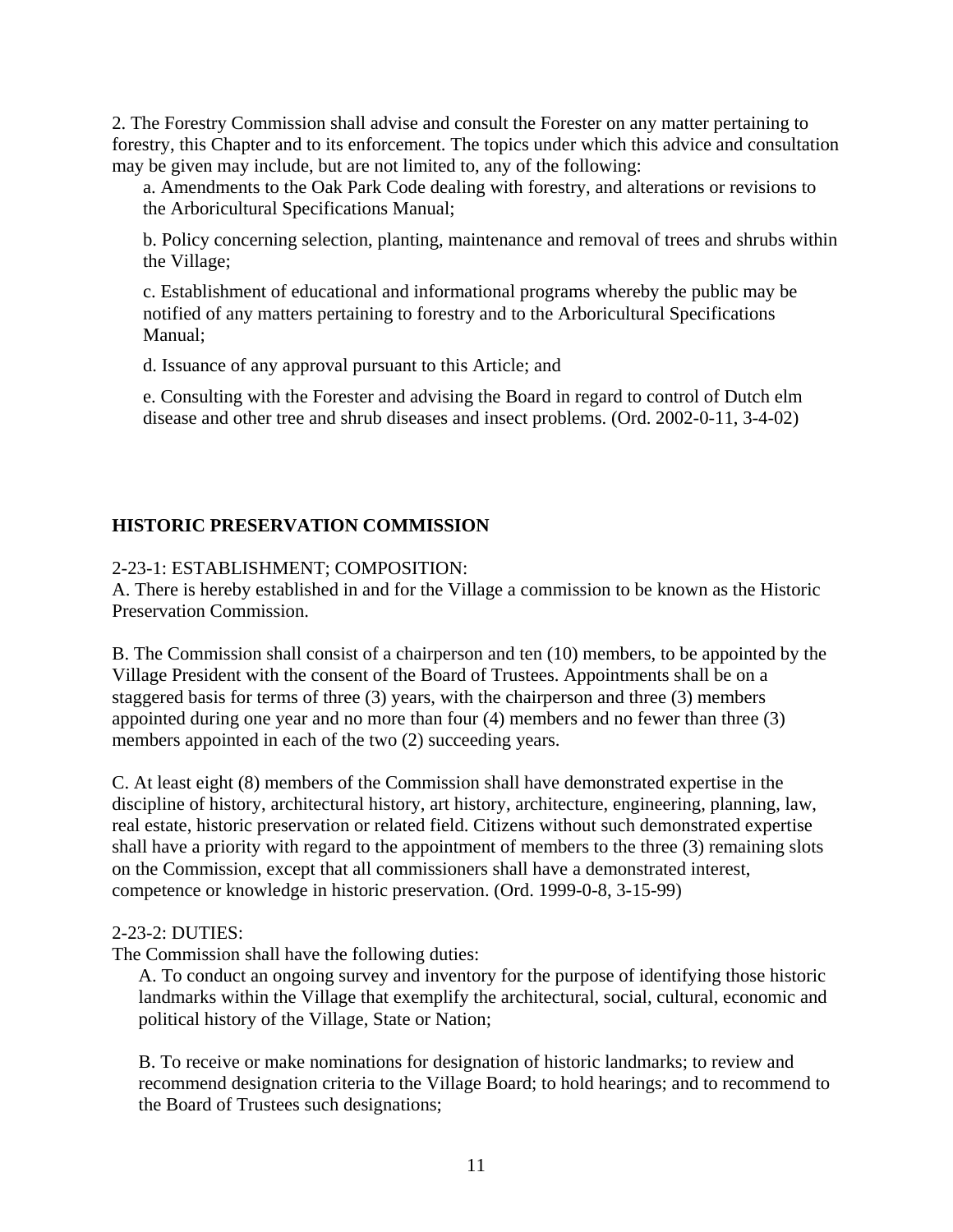2. The Forestry Commission shall advise and consult the Forester on any matter pertaining to forestry, this Chapter and to its enforcement. The topics under which this advice and consultation may be given may include, but are not limited to, any of the following:

a. Amendments to the Oak Park Code dealing with forestry, and alterations or revisions to the Arboricultural Specifications Manual;

b. Policy concerning selection, planting, maintenance and removal of trees and shrubs within the Village;

c. Establishment of educational and informational programs whereby the public may be notified of any matters pertaining to forestry and to the Arboricultural Specifications Manual;

d. Issuance of any approval pursuant to this Article; and

e. Consulting with the Forester and advising the Board in regard to control of Dutch elm disease and other tree and shrub diseases and insect problems. (Ord. 2002-0-11, 3-4-02)

## HISTORIC PRESERVATION COMMISSION

2-23-1: ESTABLISHMENT; COMPOSITION:

A. There is hereby established in and for the Village a commission to be known as the Historic Preservation Commission.

B. The Commission shall consist of a chairperson and ten (10) members, to be appointed by the Village President with the consent of the Board of Trustees. Appointments shall be on a staggered basis for terms of three (3) years, with the chairperson and three (3) members appointed during one year and no more than four (4) members and no fewer than three (3) members appointed in each of the two (2) succeeding years.

C. At least eight (8) members of the Commission shall have demonstrated expertise in the discipline of history, architectural history, art history, architecture, engineering, planning, law, real estate, historic preservation or related field. Citizens without such demonstrated expertise shall have a priority with regard to the appointment of members to the three (3) remaining slots on the Commission, except that all commissioners shall have a demonstrated interest, competence or knowledge in historic preservation. (Ord. 1999-0-8, 3-15-99)

2-23-2: DUTIES:

The Commission shall have the following duties:

A. To conduct an ongoing survey and inventory for the purpose of identifying those historic landmarks within the Village that exemplify the architectural, social, cultural, economic and political history of the Village, State or Nation;

B. To receive or make nominations for designation of historic landmarks; to review and recommend designation criteria to the Village Board; to hold hearings; and to recommend to the Board of Trustees such designations;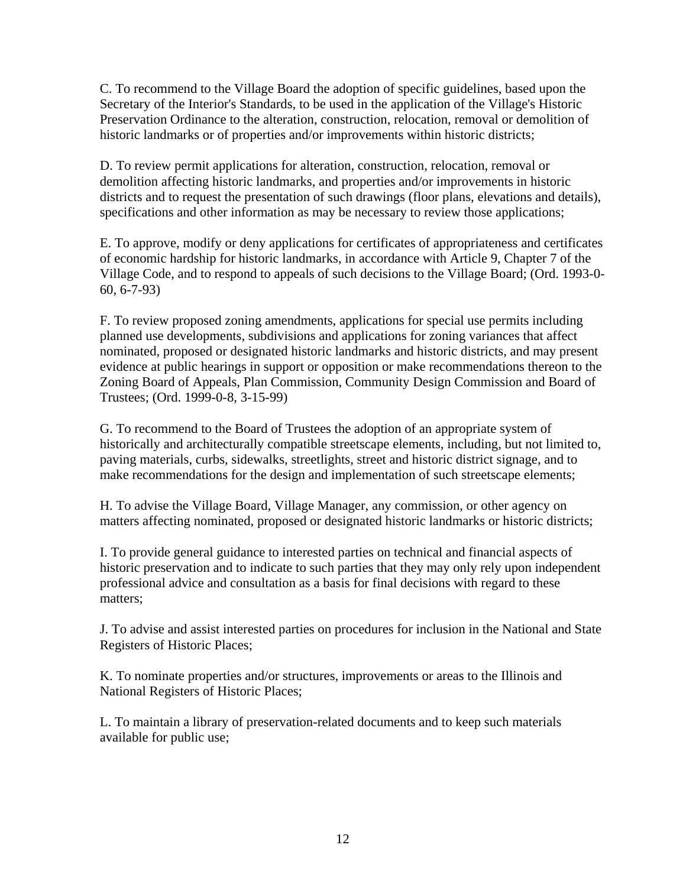C. To recommend to the Village Board the adoption of specific guidelines, based upon the Secretary of the Interior's Standards, to be used in the application of the Village's Historic Preservation Ordinance to the alteration, construction, relocation, removal or demolition of historic landmarks or of properties and/or improvements within historic districts;

D. To review permit applications for alteration, construction, relocation, removal or demolition affecting historic landmarks, and properties and/or improvements in historic districts and to request the presentation of such drawings (floor plans, elevations and details), specifications and other information as may be necessary to review those applications;

E. To approve, modify or deny applications for certificates of appropriateness and certificates of economic hardship for historic landmarks, in accordance with Article 9, Chapter 7 of the Village Code, and to respond to appeals of such decisions to the Village Board; (Ord. 1993-0-60, 6-7-93)

F. To review proposed zoning amendments, applications for special use permits including planned use developments, subdivisions and applications for zoning variances that affect nominated, proposed or designated historic landmarks and historic districts, and may present evidence at public hearings in support or opposition or make recommendations thereon to the Zoning Board of Appeals, Plan Commission, Community Design Commission and Board of Trustees; (Ord. 1999-0-8, 3-15-99)

G. To recommend to the Board of Trustees the adoption of an appropriate system of historically and architecturally compatible streetscape elements, including, but not limited to, paving materials, curbs, sidewalks, streetlights, street and historic district signage, and to make recommendations for the design and implementation of such streetscape elements;

H. To advise the Village Board, Village Manager, any commission, or other agency on matters affecting nominated, proposed or designated historic landmarks or historic districts;

I. To provide general guidance to interested parties on technical and financial aspects of historic preservation and to indicate to such parties that they may only rely upon independent professional advice and consultation as a basis for final decisions with regard to these matters;

J. To advise and assist interested parties on procedures for inclusion in the National and State Registers of Historic Places;

K. To nominate properties and/or structures, improvements or areas to the Illinois and National Registers of Historic Places;

L. To maintain a library of preservation-related documents and to keep such materials available for public use;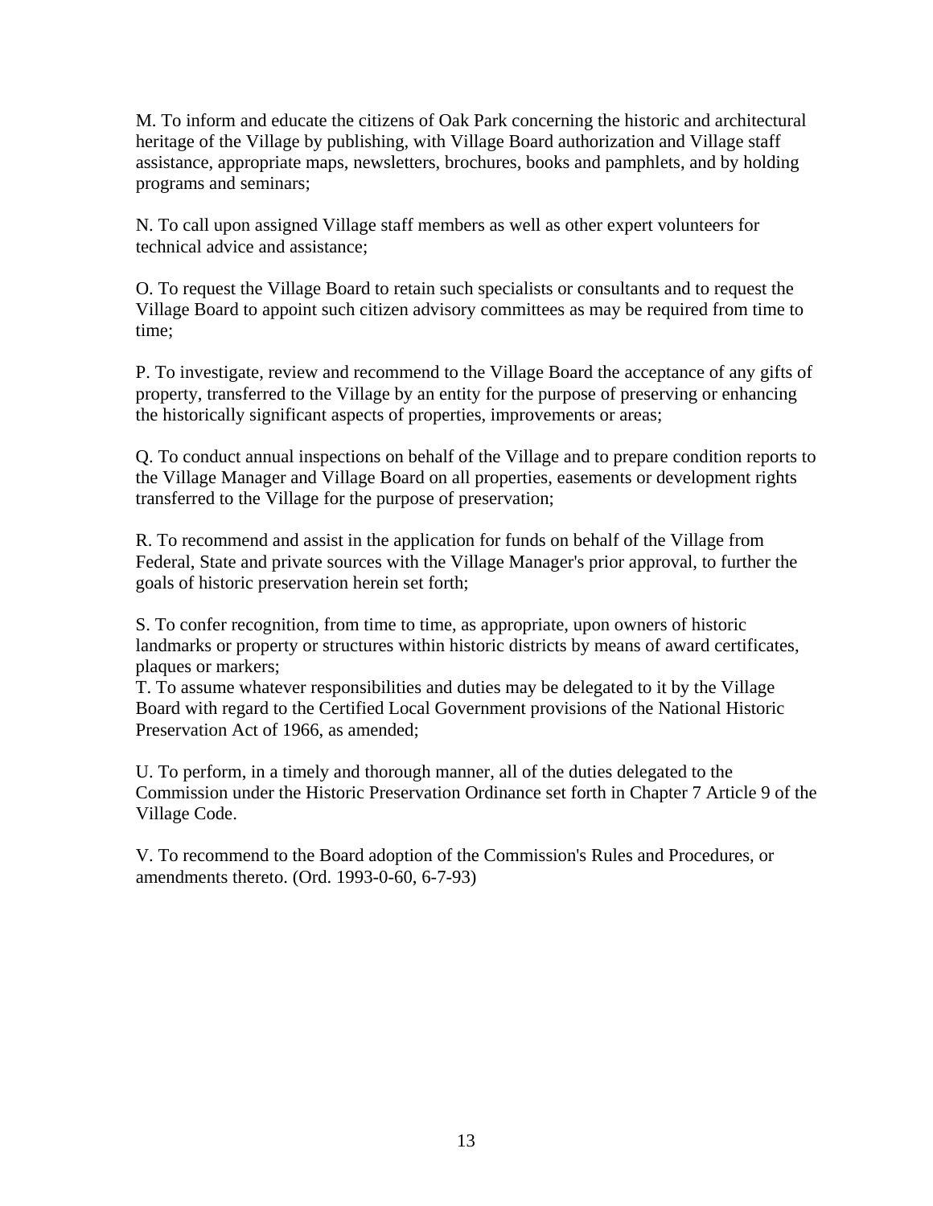M. To inform and educate the citizens of Oak Park concerning the historic and architectural heritage of the Village by publishing, with Village Board authorization and Village staff assistance, appropriate maps, newsletters, brochures, books and pamphlets, and by holding programs and seminars;

N. To call upon assigned Village staff members as well as other expert volunteers for technical advice and assistance;

O. To request the Village Board to retain such specialists or consultants and to request the Village Board to appoint such citizen advisory committees as may be required from time to time;

P. To investigate, review and recommend to the Village Board the acceptance of any gifts of property, transferred to the Village by an entity for the purpose of preserving or enhancing the historically significant aspects of properties, improvements or areas;

Q. To conduct annual inspections on behalf of the Village and to prepare condition reports to the Village Manager and Village Board on all properties, easements or development rights transferred to the Village for the purpose of preservation;

R. To recommend and assist in the application for funds on behalf of the Village from Federal, State and private sources with the Village Manager's prior approval, to further the goals of historic preservation herein set forth;

S. To confer recognition, from time to time, as appropriate, upon owners of historic landmarks or property or structures within historic districts by means of award certificates, plaques or markers;

T. To assume whatever responsibilities and duties may be delegated to it by the Village Board with regard to the Certified Local Government provisions of the National Historic Preservation Act of 1966, as amended;

U. To perform, in a timely and thorough manner, all of the duties delegated to the Commission under the Historic Preservation Ordinance set forth in Chapter 7 Article 9 of the Village Code.

V. To recommend to the Board adoption of the Commission's Rules and Procedures, or amendments thereto. (Ord. 1993-0-60, 6-7-93)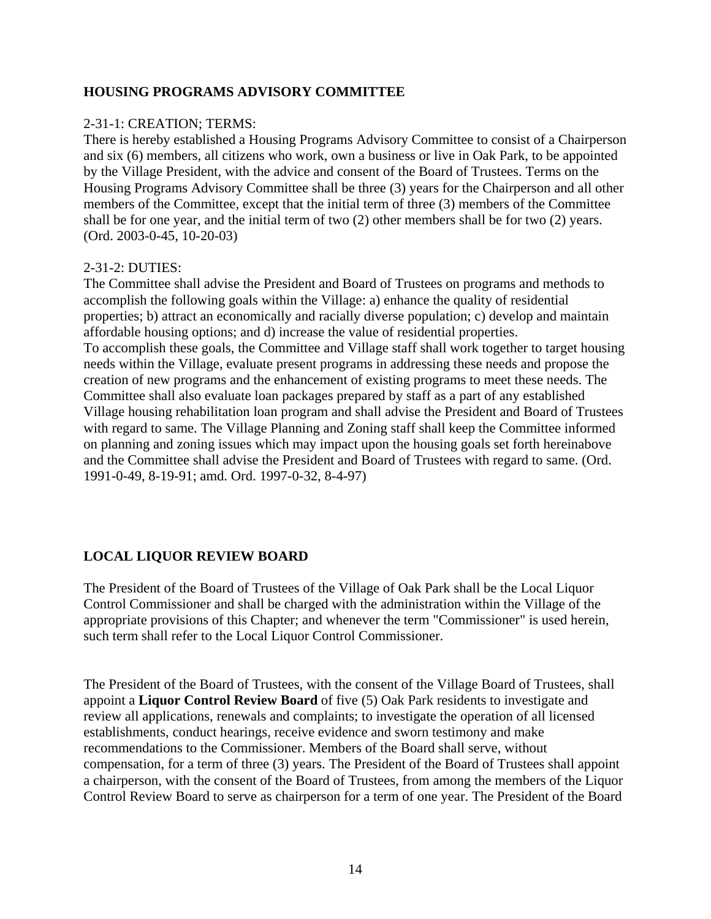## HOUSING PROGRAMS ADVISORY COMMITTEE

2-31-1: CREATION; TERMS:

There is hereby established a Housing Programs Advisory Committee to consist of a Chairperson and six (6) members, all citizens who work, own a business or live in Oak Park, to be appointed by the Village President, with the advice and consent of the Board of Trustees. Terms on the Housing Programs Advisory Committee shall be three (3) years for the Chairperson and all other members of the Committee, except that the initial term of three (3) members of the Committee shall be for one year, and the initial term of two (2) other members shall be for two (2) years. (Ord. 2003-0-45, 10-20-03)

2-31-2: DUTIES:

The Committee shall advise the President and Board of Trustees on programs and methods to accomplish the following goals within the Village: a) enhance the quality of residential properties; b) attract an economically and racially diverse population; c) develop and maintain affordable housing options; and d) increase the value of residential properties.

To accomplish these goals, the Committee and Village staff shall work together to target housing needs within the Village, evaluate present programs in addressing these needs and propose the creation of new programs and the enhancement of existing programs to meet these needs. The Committee shall also evaluate loan packages prepared by staff as a part of any established Village housing rehabilitation loan program and shall advise the President and Board of Trustees with regard to same. The Village Planning and Zoning staff shall keep the Committee informed on planning and zoning issues which may impact upon the housing goals set forth hereinabove and the Committee shall advise the President and Board of Trustees with regard to same. (Ord. 1991-0-49, 8-19-91; amd. Ord. 1997-0-32, 8-4-97)

## LOCAL LIQUOR REVIEW BOARD

The President of the Board of Trustees of the Village of Oak Park shall be the Local Liquor Control Commissioner and shall be charged with the administration within the Village of the appropriate provisions of this Chapter; and whenever the term "Commissioner" is used herein, such term shall refer to the Local Liquor Control Commissioner.

The President of the Board of Trustees, with the consent of the Village Board of Trustees, shall appoint a **Liquor Control Review Board** of five (5) Oak Park residents to investigate and review all applications, renewals and complaints; to investigate the operation of all licensed establishments, conduct hearings, receive evidence and sworn testimony and make recommendations to the Commissioner. Members of the Board shall serve, without compensation, for a term of three (3) years. The President of the Board of Trustees shall appoint a chairperson, with the consent of the Board of Trustees, from among the members of the Liquor Control Review Board to serve as chairperson for a term of one year. The President of the Board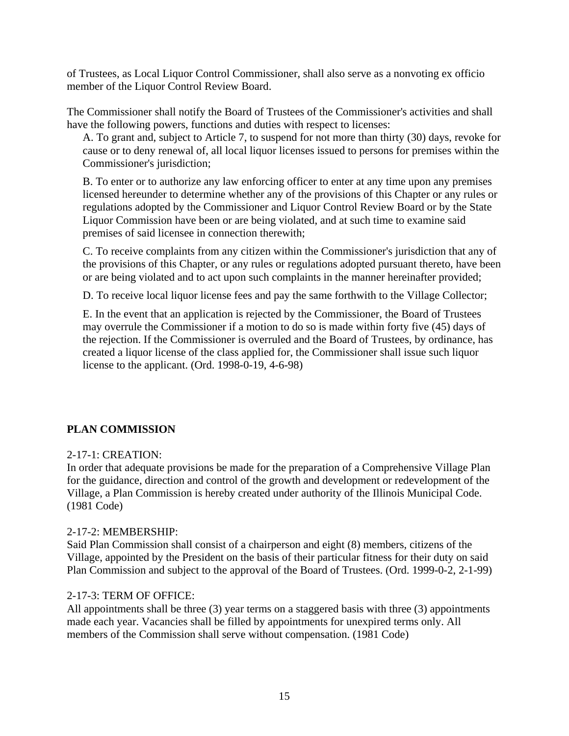of Trustees, as Local Liquor Control Commissioner, shall also serve as a nonvoting ex officio member of the Liquor Control Review Board.

The Commissioner shall notify the Board of Trustees of the Commissioner's activities and shall have the following powers, functions and duties with respect to licenses:

A. To grant and, subject to Article 7, to suspend for not more than thirty (30) days, revoke for cause or to deny renewal of, all local liquor licenses issued to persons for premises within the Commissioner's jurisdiction;

B. To enter or to authorize any law enforcing officer to enter at any time upon any premises licensed hereunder to determine whether any of the provisions of this Chapter or any rules or regulations adopted by the Commissioner and Liquor Control Review Board or by the State Liquor Commission have been or are being violated, and at such time to examine said premises of said licensee in connection therewith;

C. To receive complaints from any citizen within the Commissioner's jurisdiction that any of the provisions of this Chapter, or any rules or regulations adopted pursuant thereto, have been or are being violated and to act upon such complaints in the manner hereinafter provided;

D. To receive local liquor license fees and pay the same forthwith to the Village Collector;

E. In the event that an application is rejected by the Commissioner, the Board of Trustees may overrule the Commissioner if a motion to do so is made within forty five (45) days of the rejection. If the Commissioner is overruled and the Board of Trustees, by ordinance, has created a liquor license of the class applied for, the Commissioner shall issue such liquor license to the applicant. (Ord. 1998-0-19, 4-6-98)

## PLAN COMMISSION

2-17-1: CREATION:
In order that adequate provisions be made for the preparation of a Comprehensive Village Plan for the guidance, direction and control of the growth and development or redevelopment of the Village, a Plan Commission is hereby created under authority of the Illinois Municipal Code. (1981 Code)

2-17-2: MEMBERSHIP:
Said Plan Commission shall consist of a chairperson and eight (8) members, citizens of the Village, appointed by the President on the basis of their particular fitness for their duty on said Plan Commission and subject to the approval of the Board of Trustees. (Ord. 1999-0-2, 2-1-99)

2-17-3: TERM OF OFFICE:
All appointments shall be three (3) year terms on a staggered basis with three (3) appointments made each year. Vacancies shall be filled by appointments for unexpired terms only. All members of the Commission shall serve without compensation. (1981 Code)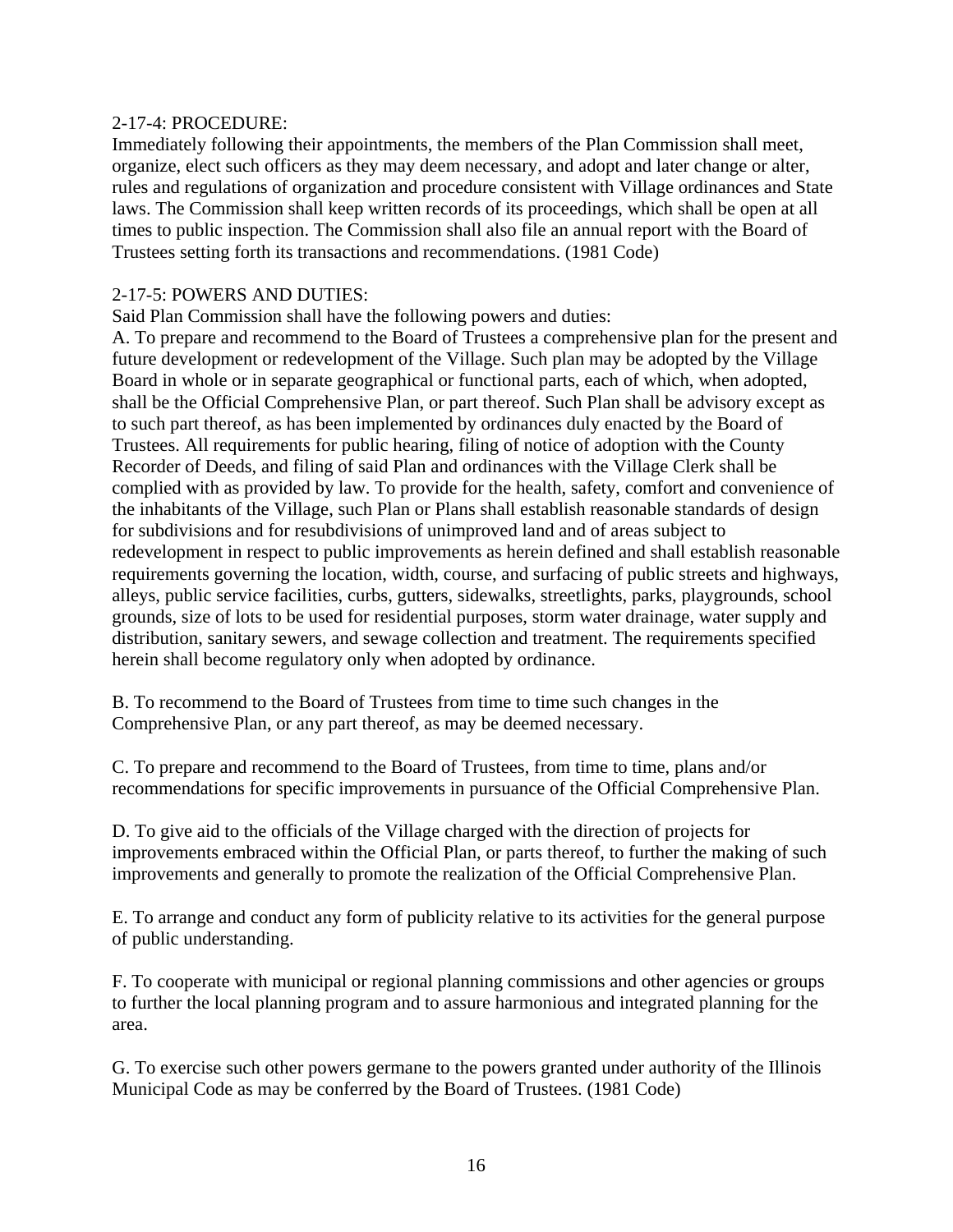2-17-4: PROCEDURE:

Immediately following their appointments, the members of the Plan Commission shall meet, organize, elect such officers as they may deem necessary, and adopt and later change or alter, rules and regulations of organization and procedure consistent with Village ordinances and State laws. The Commission shall keep written records of its proceedings, which shall be open at all times to public inspection. The Commission shall also file an annual report with the Board of Trustees setting forth its transactions and recommendations. (1981 Code)

2-17-5: POWERS AND DUTIES:

Said Plan Commission shall have the following powers and duties:

A. To prepare and recommend to the Board of Trustees a comprehensive plan for the present and future development or redevelopment of the Village. Such plan may be adopted by the Village Board in whole or in separate geographical or functional parts, each of which, when adopted, shall be the Official Comprehensive Plan, or part thereof. Such Plan shall be advisory except as to such part thereof, as has been implemented by ordinances duly enacted by the Board of Trustees. All requirements for public hearing, filing of notice of adoption with the County Recorder of Deeds, and filing of said Plan and ordinances with the Village Clerk shall be complied with as provided by law. To provide for the health, safety, comfort and convenience of the inhabitants of the Village, such Plan or Plans shall establish reasonable standards of design for subdivisions and for resubdivisions of unimproved land and of areas subject to redevelopment in respect to public improvements as herein defined and shall establish reasonable requirements governing the location, width, course, and surfacing of public streets and highways, alleys, public service facilities, curbs, gutters, sidewalks, streetlights, parks, playgrounds, school grounds, size of lots to be used for residential purposes, storm water drainage, water supply and distribution, sanitary sewers, and sewage collection and treatment. The requirements specified herein shall become regulatory only when adopted by ordinance.

B. To recommend to the Board of Trustees from time to time such changes in the Comprehensive Plan, or any part thereof, as may be deemed necessary.

C. To prepare and recommend to the Board of Trustees, from time to time, plans and/or recommendations for specific improvements in pursuance of the Official Comprehensive Plan.

D. To give aid to the officials of the Village charged with the direction of projects for improvements embraced within the Official Plan, or parts thereof, to further the making of such improvements and generally to promote the realization of the Official Comprehensive Plan.

E. To arrange and conduct any form of publicity relative to its activities for the general purpose of public understanding.

F. To cooperate with municipal or regional planning commissions and other agencies or groups to further the local planning program and to assure harmonious and integrated planning for the area.

G. To exercise such other powers germane to the powers granted under authority of the Illinois Municipal Code as may be conferred by the Board of Trustees. (1981 Code)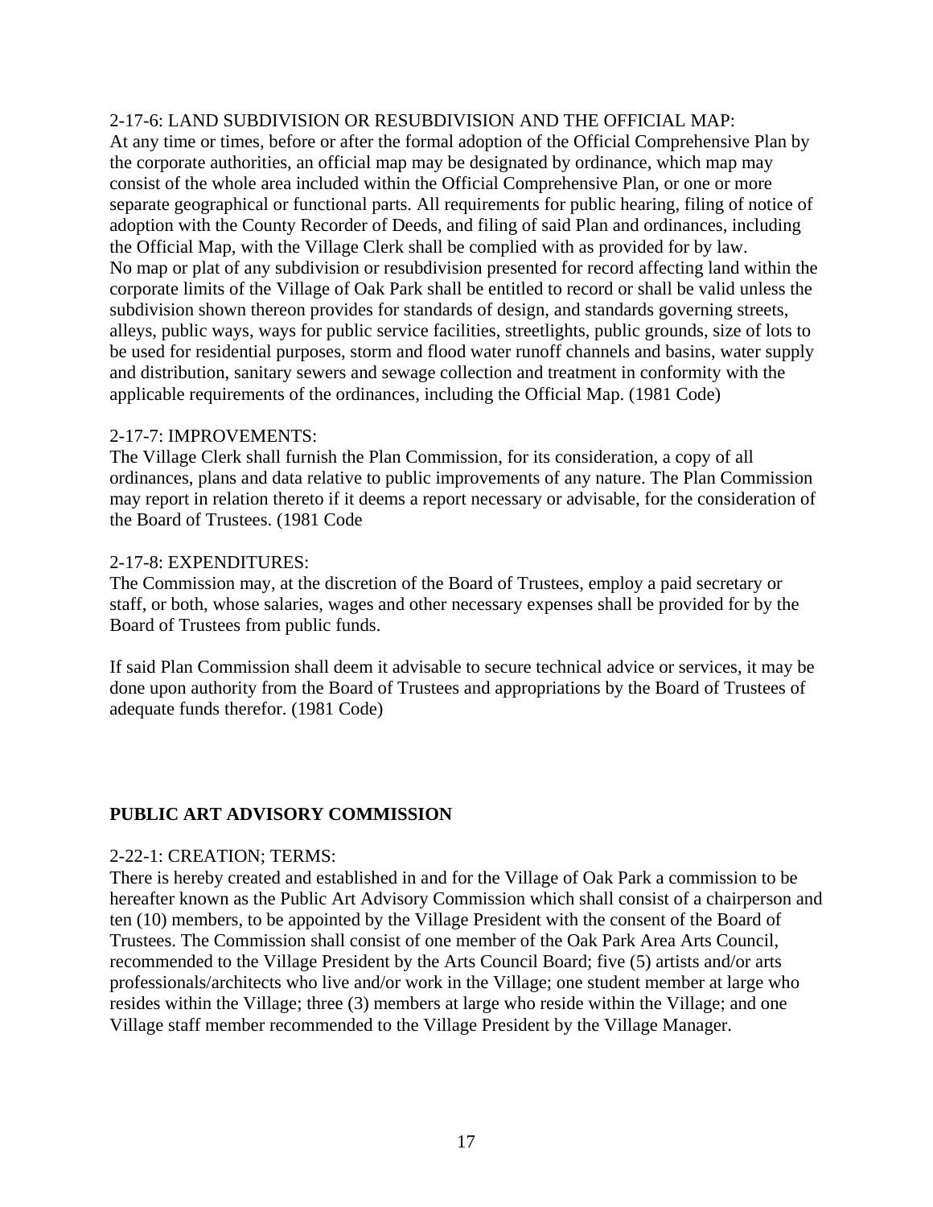2-17-6: LAND SUBDIVISION OR RESUBDIVISION AND THE OFFICIAL MAP:
At any time or times, before or after the formal adoption of the Official Comprehensive Plan by the corporate authorities, an official map may be designated by ordinance, which map may consist of the whole area included within the Official Comprehensive Plan, or one or more separate geographical or functional parts. All requirements for public hearing, filing of notice of adoption with the County Recorder of Deeds, and filing of said Plan and ordinances, including the Official Map, with the Village Clerk shall be complied with as provided for by law.
No map or plat of any subdivision or resubdivision presented for record affecting land within the corporate limits of the Village of Oak Park shall be entitled to record or shall be valid unless the subdivision shown thereon provides for standards of design, and standards governing streets, alleys, public ways, ways for public service facilities, streetlights, public grounds, size of lots to be used for residential purposes, storm and flood water runoff channels and basins, water supply and distribution, sanitary sewers and sewage collection and treatment in conformity with the applicable requirements of the ordinances, including the Official Map. (1981 Code)

2-17-7: IMPROVEMENTS:
The Village Clerk shall furnish the Plan Commission, for its consideration, a copy of all ordinances, plans and data relative to public improvements of any nature. The Plan Commission may report in relation thereto if it deems a report necessary or advisable, for the consideration of the Board of Trustees. (1981 Code

2-17-8: EXPENDITURES:
The Commission may, at the discretion of the Board of Trustees, employ a paid secretary or staff, or both, whose salaries, wages and other necessary expenses shall be provided for by the Board of Trustees from public funds.

If said Plan Commission shall deem it advisable to secure technical advice or services, it may be done upon authority from the Board of Trustees and appropriations by the Board of Trustees of adequate funds therefor. (1981 Code)

## PUBLIC ART ADVISORY COMMISSION

2-22-1: CREATION; TERMS:
There is hereby created and established in and for the Village of Oak Park a commission to be hereafter known as the Public Art Advisory Commission which shall consist of a chairperson and ten (10) members, to be appointed by the Village President with the consent of the Board of Trustees. The Commission shall consist of one member of the Oak Park Area Arts Council, recommended to the Village President by the Arts Council Board; five (5) artists and/or arts professionals/architects who live and/or work in the Village; one student member at large who resides within the Village; three (3) members at large who reside within the Village; and one Village staff member recommended to the Village President by the Village Manager.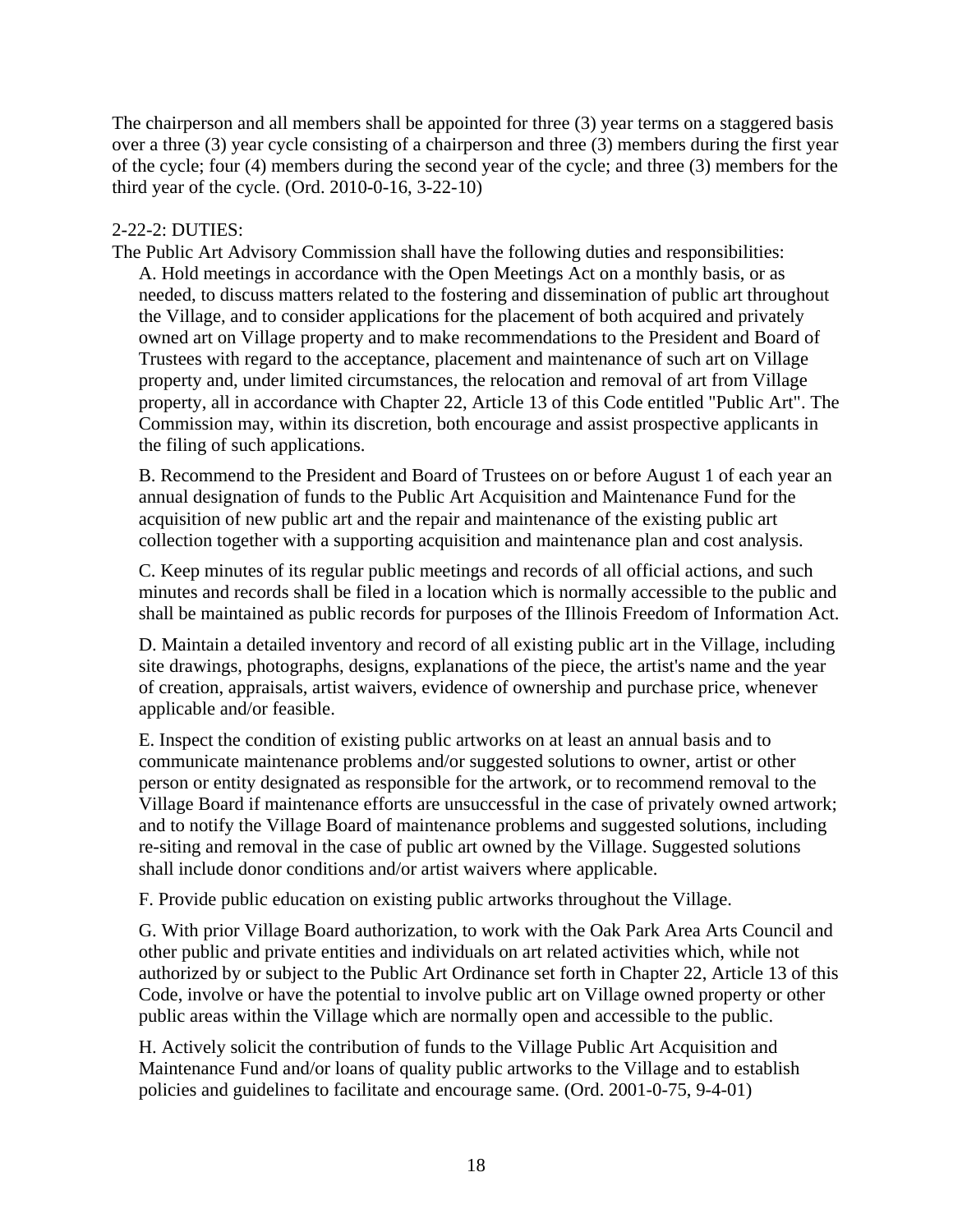The chairperson and all members shall be appointed for three (3) year terms on a staggered basis over a three (3) year cycle consisting of a chairperson and three (3) members during the first year of the cycle; four (4) members during the second year of the cycle; and three (3) members for the third year of the cycle. (Ord. 2010-0-16, 3-22-10)

2-22-2: DUTIES:

The Public Art Advisory Commission shall have the following duties and responsibilities:

A. Hold meetings in accordance with the Open Meetings Act on a monthly basis, or as needed, to discuss matters related to the fostering and dissemination of public art throughout the Village, and to consider applications for the placement of both acquired and privately owned art on Village property and to make recommendations to the President and Board of Trustees with regard to the acceptance, placement and maintenance of such art on Village property and, under limited circumstances, the relocation and removal of art from Village property, all in accordance with Chapter 22, Article 13 of this Code entitled "Public Art". The Commission may, within its discretion, both encourage and assist prospective applicants in the filing of such applications.

B. Recommend to the President and Board of Trustees on or before August 1 of each year an annual designation of funds to the Public Art Acquisition and Maintenance Fund for the acquisition of new public art and the repair and maintenance of the existing public art collection together with a supporting acquisition and maintenance plan and cost analysis.

C. Keep minutes of its regular public meetings and records of all official actions, and such minutes and records shall be filed in a location which is normally accessible to the public and shall be maintained as public records for purposes of the Illinois Freedom of Information Act.

D. Maintain a detailed inventory and record of all existing public art in the Village, including site drawings, photographs, designs, explanations of the piece, the artist's name and the year of creation, appraisals, artist waivers, evidence of ownership and purchase price, whenever applicable and/or feasible.

E. Inspect the condition of existing public artworks on at least an annual basis and to communicate maintenance problems and/or suggested solutions to owner, artist or other person or entity designated as responsible for the artwork, or to recommend removal to the Village Board if maintenance efforts are unsuccessful in the case of privately owned artwork; and to notify the Village Board of maintenance problems and suggested solutions, including re-siting and removal in the case of public art owned by the Village. Suggested solutions shall include donor conditions and/or artist waivers where applicable.

F. Provide public education on existing public artworks throughout the Village.

G. With prior Village Board authorization, to work with the Oak Park Area Arts Council and other public and private entities and individuals on art related activities which, while not authorized by or subject to the Public Art Ordinance set forth in Chapter 22, Article 13 of this Code, involve or have the potential to involve public art on Village owned property or other public areas within the Village which are normally open and accessible to the public.

H. Actively solicit the contribution of funds to the Village Public Art Acquisition and Maintenance Fund and/or loans of quality public artworks to the Village and to establish policies and guidelines to facilitate and encourage same. (Ord. 2001-0-75, 9-4-01)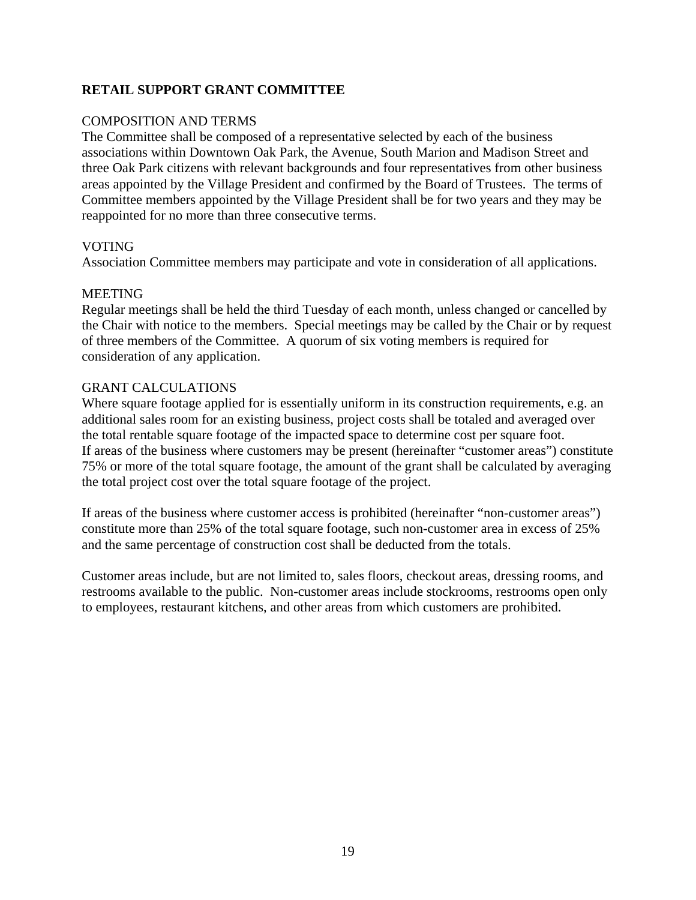## RETAIL SUPPORT GRANT COMMITTEE

COMPOSITION AND TERMS

The Committee shall be composed of a representative selected by each of the business associations within Downtown Oak Park, the Avenue, South Marion and Madison Street and three Oak Park citizens with relevant backgrounds and four representatives from other business areas appointed by the Village President and confirmed by the Board of Trustees. The terms of Committee members appointed by the Village President shall be for two years and they may be reappointed for no more than three consecutive terms.

VOTING

Association Committee members may participate and vote in consideration of all applications.

MEETING

Regular meetings shall be held the third Tuesday of each month, unless changed or cancelled by the Chair with notice to the members. Special meetings may be called by the Chair or by request of three members of the Committee. A quorum of six voting members is required for consideration of any application.

GRANT CALCULATIONS

Where square footage applied for is essentially uniform in its construction requirements, e.g. an additional sales room for an existing business, project costs shall be totaled and averaged over the total rentable square footage of the impacted space to determine cost per square foot.
If areas of the business where customers may be present (hereinafter "customer areas") constitute 75% or more of the total square footage, the amount of the grant shall be calculated by averaging the total project cost over the total square footage of the project.

If areas of the business where customer access is prohibited (hereinafter "non-customer areas") constitute more than 25% of the total square footage, such non-customer area in excess of 25% and the same percentage of construction cost shall be deducted from the totals.

Customer areas include, but are not limited to, sales floors, checkout areas, dressing rooms, and restrooms available to the public. Non-customer areas include stockrooms, restrooms open only to employees, restaurant kitchens, and other areas from which customers are prohibited.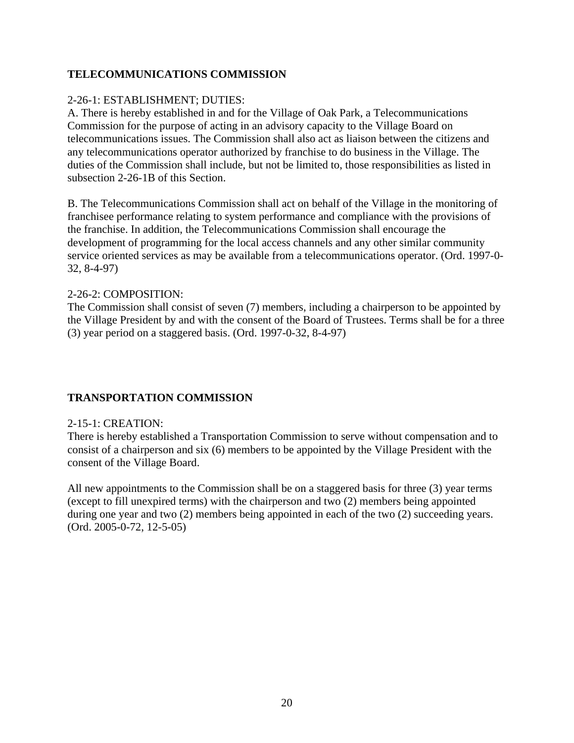## TELECOMMUNICATIONS COMMISSION

2-26-1: ESTABLISHMENT; DUTIES:

A. There is hereby established in and for the Village of Oak Park, a Telecommunications Commission for the purpose of acting in an advisory capacity to the Village Board on telecommunications issues. The Commission shall also act as liaison between the citizens and any telecommunications operator authorized by franchise to do business in the Village. The duties of the Commission shall include, but not be limited to, those responsibilities as listed in subsection 2-26-1B of this Section.

B. The Telecommunications Commission shall act on behalf of the Village in the monitoring of franchisee performance relating to system performance and compliance with the provisions of the franchise. In addition, the Telecommunications Commission shall encourage the development of programming for the local access channels and any other similar community service oriented services as may be available from a telecommunications operator. (Ord. 1997-0-32, 8-4-97)

2-26-2: COMPOSITION:

The Commission shall consist of seven (7) members, including a chairperson to be appointed by the Village President by and with the consent of the Board of Trustees. Terms shall be for a three (3) year period on a staggered basis. (Ord. 1997-0-32, 8-4-97)

## TRANSPORTATION COMMISSION

2-15-1: CREATION:

There is hereby established a Transportation Commission to serve without compensation and to consist of a chairperson and six (6) members to be appointed by the Village President with the consent of the Village Board.

All new appointments to the Commission shall be on a staggered basis for three (3) year terms (except to fill unexpired terms) with the chairperson and two (2) members being appointed during one year and two (2) members being appointed in each of the two (2) succeeding years. (Ord. 2005-0-72, 12-5-05)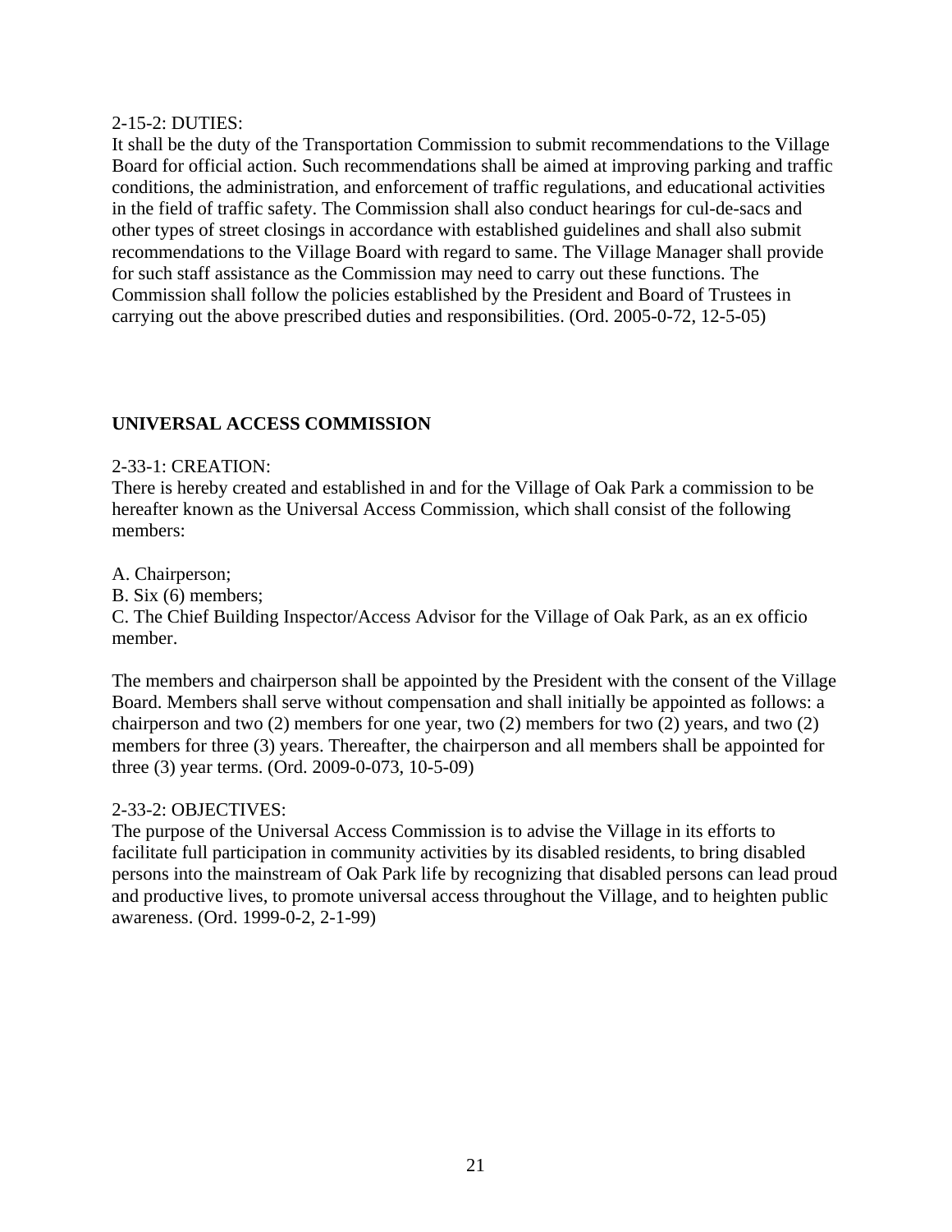2-15-2: DUTIES:
It shall be the duty of the Transportation Commission to submit recommendations to the Village Board for official action. Such recommendations shall be aimed at improving parking and traffic conditions, the administration, and enforcement of traffic regulations, and educational activities in the field of traffic safety. The Commission shall also conduct hearings for cul-de-sacs and other types of street closings in accordance with established guidelines and shall also submit recommendations to the Village Board with regard to same. The Village Manager shall provide for such staff assistance as the Commission may need to carry out these functions. The Commission shall follow the policies established by the President and Board of Trustees in carrying out the above prescribed duties and responsibilities. (Ord. 2005-0-72, 12-5-05)

## UNIVERSAL ACCESS COMMISSION

2-33-1: CREATION:
There is hereby created and established in and for the Village of Oak Park a commission to be hereafter known as the Universal Access Commission, which shall consist of the following members:

A. Chairperson;
B. Six (6) members;
C. The Chief Building Inspector/Access Advisor for the Village of Oak Park, as an ex officio member.

The members and chairperson shall be appointed by the President with the consent of the Village Board. Members shall serve without compensation and shall initially be appointed as follows: a chairperson and two (2) members for one year, two (2) members for two (2) years, and two (2) members for three (3) years. Thereafter, the chairperson and all members shall be appointed for three (3) year terms. (Ord. 2009-0-073, 10-5-09)

2-33-2: OBJECTIVES:
The purpose of the Universal Access Commission is to advise the Village in its efforts to facilitate full participation in community activities by its disabled residents, to bring disabled persons into the mainstream of Oak Park life by recognizing that disabled persons can lead proud and productive lives, to promote universal access throughout the Village, and to heighten public awareness. (Ord. 1999-0-2, 2-1-99)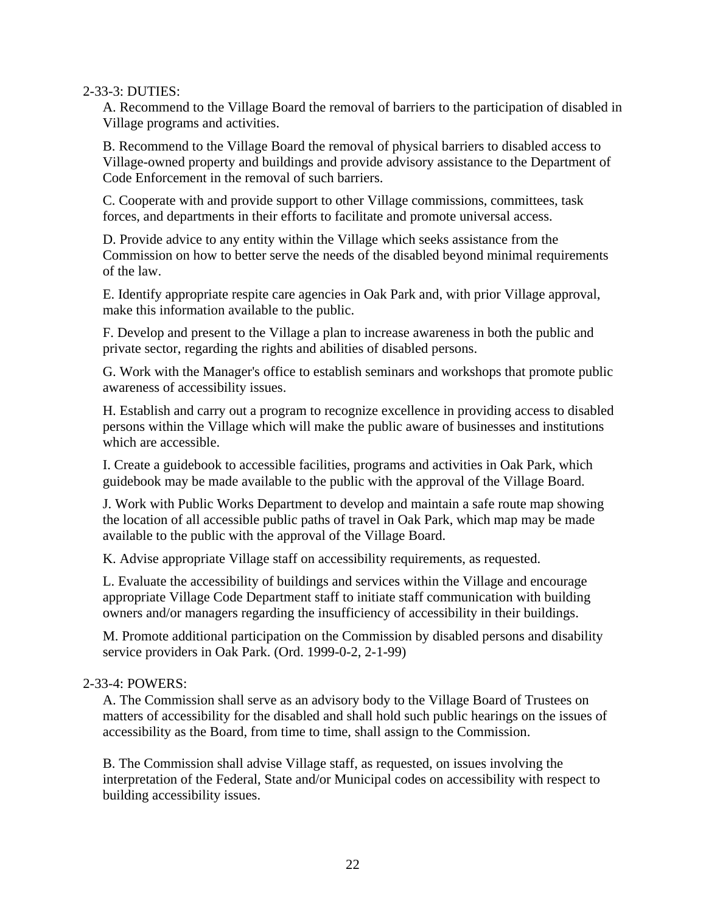2-33-3: DUTIES:

A. Recommend to the Village Board the removal of barriers to the participation of disabled in Village programs and activities.

B. Recommend to the Village Board the removal of physical barriers to disabled access to Village-owned property and buildings and provide advisory assistance to the Department of Code Enforcement in the removal of such barriers.

C. Cooperate with and provide support to other Village commissions, committees, task forces, and departments in their efforts to facilitate and promote universal access.

D. Provide advice to any entity within the Village which seeks assistance from the Commission on how to better serve the needs of the disabled beyond minimal requirements of the law.

E. Identify appropriate respite care agencies in Oak Park and, with prior Village approval, make this information available to the public.

F. Develop and present to the Village a plan to increase awareness in both the public and private sector, regarding the rights and abilities of disabled persons.

G. Work with the Manager's office to establish seminars and workshops that promote public awareness of accessibility issues.

H. Establish and carry out a program to recognize excellence in providing access to disabled persons within the Village which will make the public aware of businesses and institutions which are accessible.

I. Create a guidebook to accessible facilities, programs and activities in Oak Park, which guidebook may be made available to the public with the approval of the Village Board.

J. Work with Public Works Department to develop and maintain a safe route map showing the location of all accessible public paths of travel in Oak Park, which map may be made available to the public with the approval of the Village Board.

K. Advise appropriate Village staff on accessibility requirements, as requested.

L. Evaluate the accessibility of buildings and services within the Village and encourage appropriate Village Code Department staff to initiate staff communication with building owners and/or managers regarding the insufficiency of accessibility in their buildings.

M. Promote additional participation on the Commission by disabled persons and disability service providers in Oak Park. (Ord. 1999-0-2, 2-1-99)

2-33-4: POWERS:

A. The Commission shall serve as an advisory body to the Village Board of Trustees on matters of accessibility for the disabled and shall hold such public hearings on the issues of accessibility as the Board, from time to time, shall assign to the Commission.

B. The Commission shall advise Village staff, as requested, on issues involving the interpretation of the Federal, State and/or Municipal codes on accessibility with respect to building accessibility issues.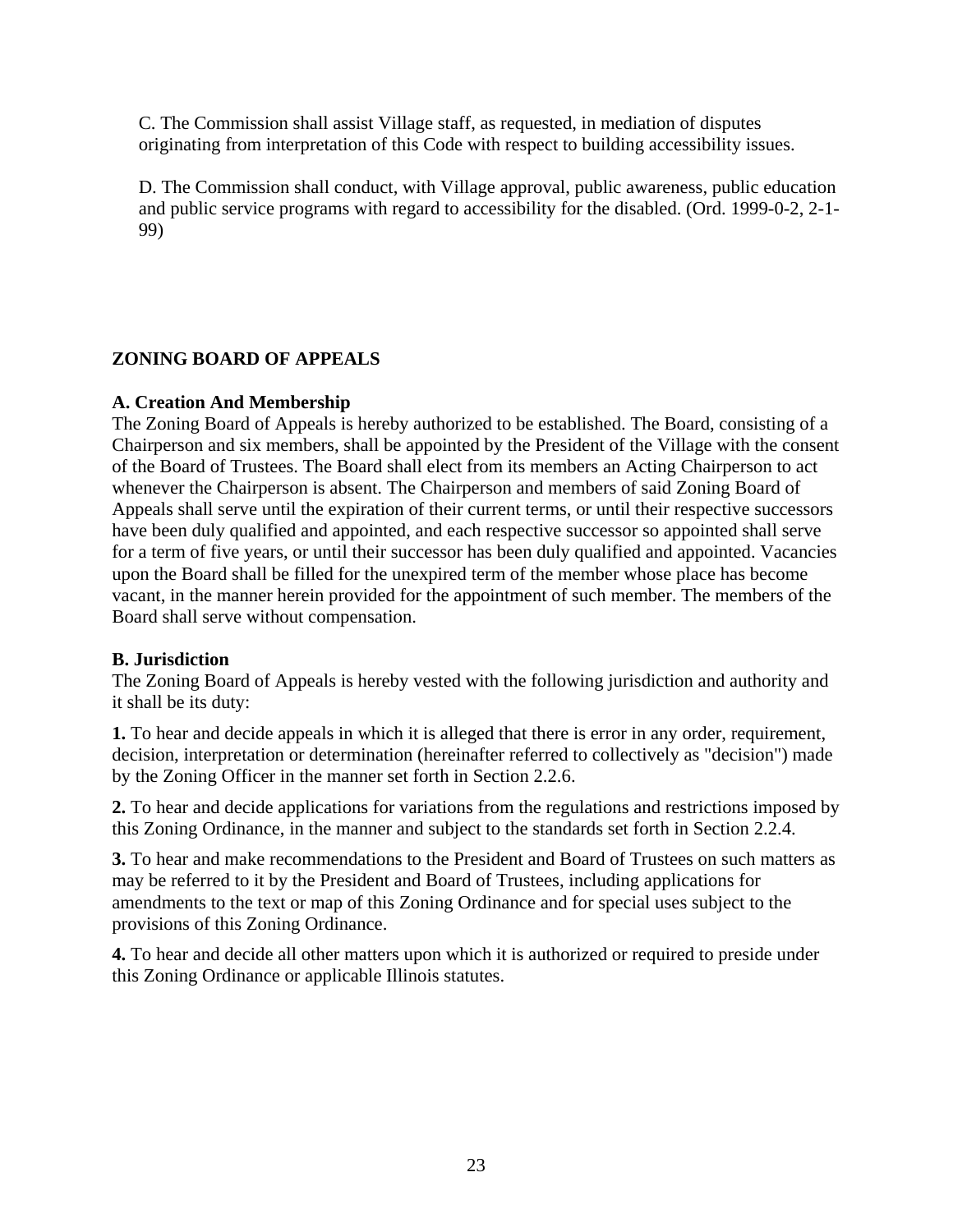C. The Commission shall assist Village staff, as requested, in mediation of disputes originating from interpretation of this Code with respect to building accessibility issues.

D. The Commission shall conduct, with Village approval, public awareness, public education and public service programs with regard to accessibility for the disabled. (Ord. 1999-0-2, 2-1-99)

## ZONING BOARD OF APPEALS

### A. Creation And Membership

The Zoning Board of Appeals is hereby authorized to be established. The Board, consisting of a Chairperson and six members, shall be appointed by the President of the Village with the consent of the Board of Trustees. The Board shall elect from its members an Acting Chairperson to act whenever the Chairperson is absent. The Chairperson and members of said Zoning Board of Appeals shall serve until the expiration of their current terms, or until their respective successors have been duly qualified and appointed, and each respective successor so appointed shall serve for a term of five years, or until their successor has been duly qualified and appointed. Vacancies upon the Board shall be filled for the unexpired term of the member whose place has become vacant, in the manner herein provided for the appointment of such member. The members of the Board shall serve without compensation.

### B. Jurisdiction

The Zoning Board of Appeals is hereby vested with the following jurisdiction and authority and it shall be its duty:

**1.** To hear and decide appeals in which it is alleged that there is error in any order, requirement, decision, interpretation or determination (hereinafter referred to collectively as "decision") made by the Zoning Officer in the manner set forth in Section 2.2.6.

**2.** To hear and decide applications for variations from the regulations and restrictions imposed by this Zoning Ordinance, in the manner and subject to the standards set forth in Section 2.2.4.

**3.** To hear and make recommendations to the President and Board of Trustees on such matters as may be referred to it by the President and Board of Trustees, including applications for amendments to the text or map of this Zoning Ordinance and for special uses subject to the provisions of this Zoning Ordinance.

**4.** To hear and decide all other matters upon which it is authorized or required to preside under this Zoning Ordinance or applicable Illinois statutes.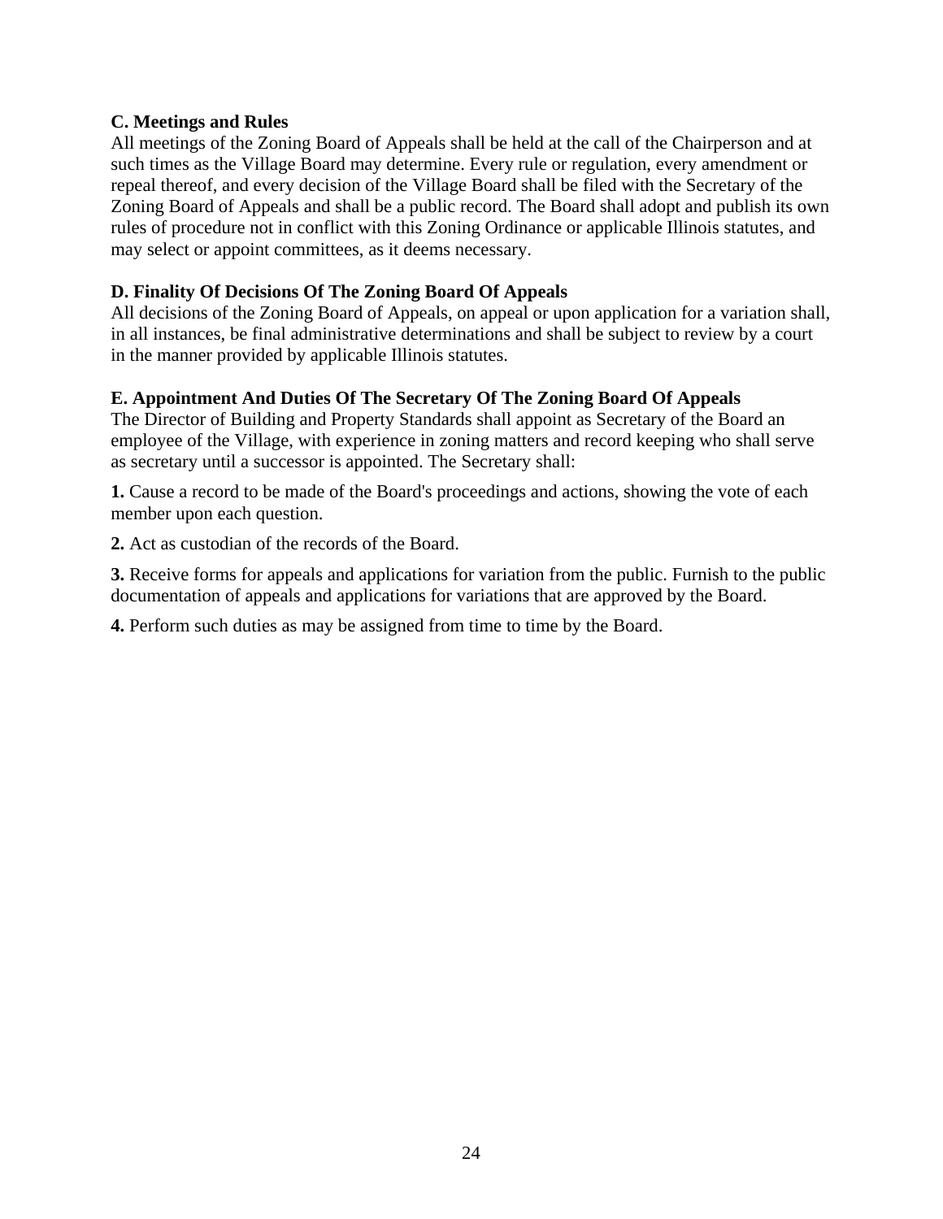**C. Meetings and Rules**

All meetings of the Zoning Board of Appeals shall be held at the call of the Chairperson and at such times as the Village Board may determine. Every rule or regulation, every amendment or repeal thereof, and every decision of the Village Board shall be filed with the Secretary of the Zoning Board of Appeals and shall be a public record. The Board shall adopt and publish its own rules of procedure not in conflict with this Zoning Ordinance or applicable Illinois statutes, and may select or appoint committees, as it deems necessary.

**D. Finality Of Decisions Of The Zoning Board Of Appeals**

All decisions of the Zoning Board of Appeals, on appeal or upon application for a variation shall, in all instances, be final administrative determinations and shall be subject to review by a court in the manner provided by applicable Illinois statutes.

**E. Appointment And Duties Of The Secretary Of The Zoning Board Of Appeals**

The Director of Building and Property Standards shall appoint as Secretary of the Board an employee of the Village, with experience in zoning matters and record keeping who shall serve as secretary until a successor is appointed. The Secretary shall:

**1.** Cause a record to be made of the Board's proceedings and actions, showing the vote of each member upon each question.

**2.** Act as custodian of the records of the Board.

**3.** Receive forms for appeals and applications for variation from the public. Furnish to the public documentation of appeals and applications for variations that are approved by the Board.

**4.** Perform such duties as may be assigned from time to time by the Board.